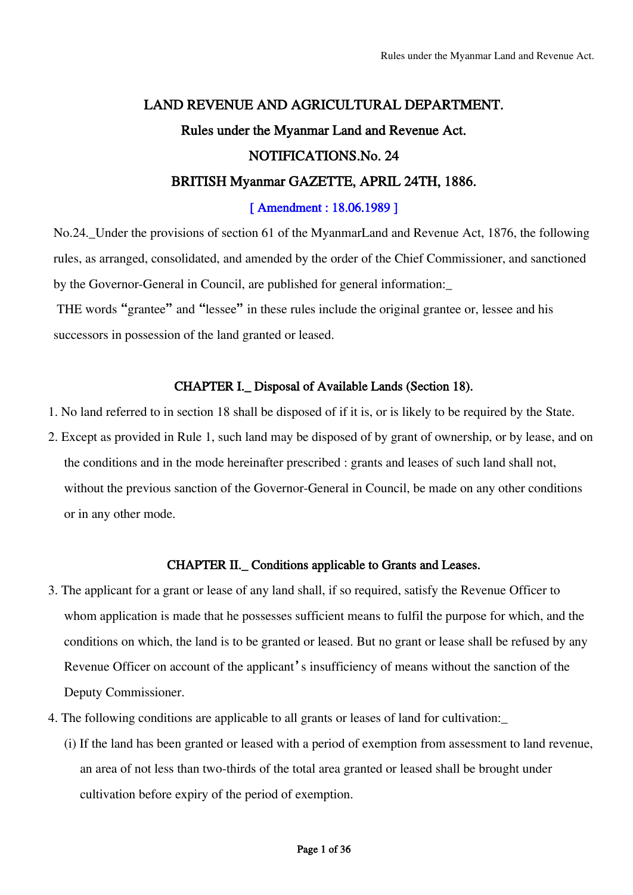# LAND REVENUE AND AGRICULTURAL DEPARTMENT.

## Rules under the Myanmar Land and Revenue Act.

## NOTIFICATIONS.No. 24

## BRITISH Myanmar GAZETTE, APRIL 24TH, 1886.

[ Amendment : 18.06.1989 ]

No.24._Under the provisions of section 61 of the MyanmarLand and Revenue Act, 1876, the following rules, as arranged, consolidated, and amended by the order of the Chief Commissioner, and sanctioned by the Governor-General in Council, are published for general information:_

THE words "grantee" and "lessee" in these rules include the original grantee or, lessee and his successors in possession of the land granted or leased.

### CHAPTER I._ Disposal of Available Lands (Section 18).

1. No land referred to in section 18 shall be disposed of if it is, or is likely to be required by the State.
2. Except as provided in Rule 1, such land may be disposed of by grant of ownership, or by lease, and on the conditions and in the mode hereinafter prescribed : grants and leases of such land shall not, without the previous sanction of the Governor-General in Council, be made on any other conditions or in any other mode.

### CHAPTER II._ Conditions applicable to Grants and Leases.

3. The applicant for a grant or lease of any land shall, if so required, satisfy the Revenue Officer to whom application is made that he possesses sufficient means to fulfil the purpose for which, and the conditions on which, the land is to be granted or leased. But no grant or lease shall be refused by any Revenue Officer on account of the applicant's insufficiency of means without the sanction of the Deputy Commissioner.
4. The following conditions are applicable to all grants or leases of land for cultivation:_
   (i) If the land has been granted or leased with a period of exemption from assessment to land revenue, an area of not less than two-thirds of the total area granted or leased shall be brought under cultivation before expiry of the period of exemption.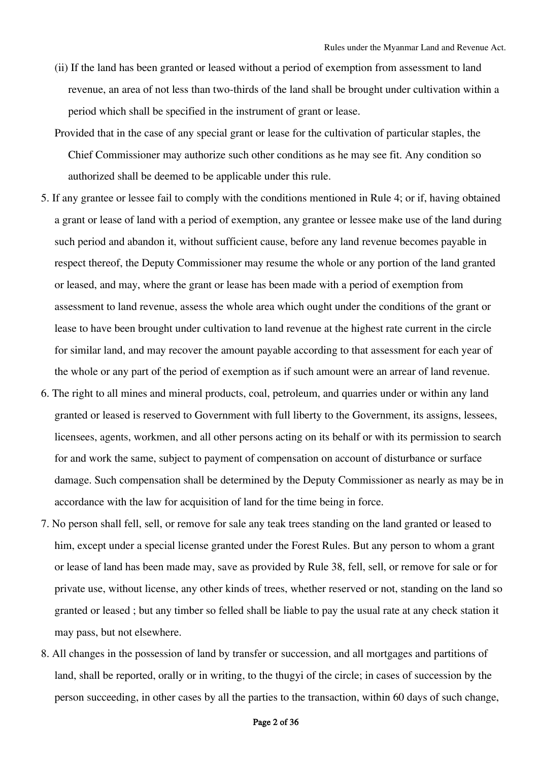(ii) If the land has been granted or leased without a period of exemption from assessment to land revenue, an area of not less than two-thirds of the land shall be brought under cultivation within a period which shall be specified in the instrument of grant or lease.

Provided that in the case of any special grant or lease for the cultivation of particular staples, the Chief Commissioner may authorize such other conditions as he may see fit. Any condition so authorized shall be deemed to be applicable under this rule.

5. If any grantee or lessee fail to comply with the conditions mentioned in Rule 4; or if, having obtained a grant or lease of land with a period of exemption, any grantee or lessee make use of the land during such period and abandon it, without sufficient cause, before any land revenue becomes payable in respect thereof, the Deputy Commissioner may resume the whole or any portion of the land granted or leased, and may, where the grant or lease has been made with a period of exemption from assessment to land revenue, assess the whole area which ought under the conditions of the grant or lease to have been brought under cultivation to land revenue at the highest rate current in the circle for similar land, and may recover the amount payable according to that assessment for each year of the whole or any part of the period of exemption as if such amount were an arrear of land revenue.

6. The right to all mines and mineral products, coal, petroleum, and quarries under or within any land granted or leased is reserved to Government with full liberty to the Government, its assigns, lessees, licensees, agents, workmen, and all other persons acting on its behalf or with its permission to search for and work the same, subject to payment of compensation on account of disturbance or surface damage. Such compensation shall be determined by the Deputy Commissioner as nearly as may be in accordance with the law for acquisition of land for the time being in force.

7. No person shall fell, sell, or remove for sale any teak trees standing on the land granted or leased to him, except under a special license granted under the Forest Rules. But any person to whom a grant or lease of land has been made may, save as provided by Rule 38, fell, sell, or remove for sale or for private use, without license, any other kinds of trees, whether reserved or not, standing on the land so granted or leased ; but any timber so felled shall be liable to pay the usual rate at any check station it may pass, but not elsewhere.

8. All changes in the possession of land by transfer or succession, and all mortgages and partitions of land, shall be reported, orally or in writing, to the thugyi of the circle; in cases of succession by the person succeeding, in other cases by all the parties to the transaction, within 60 days of such change,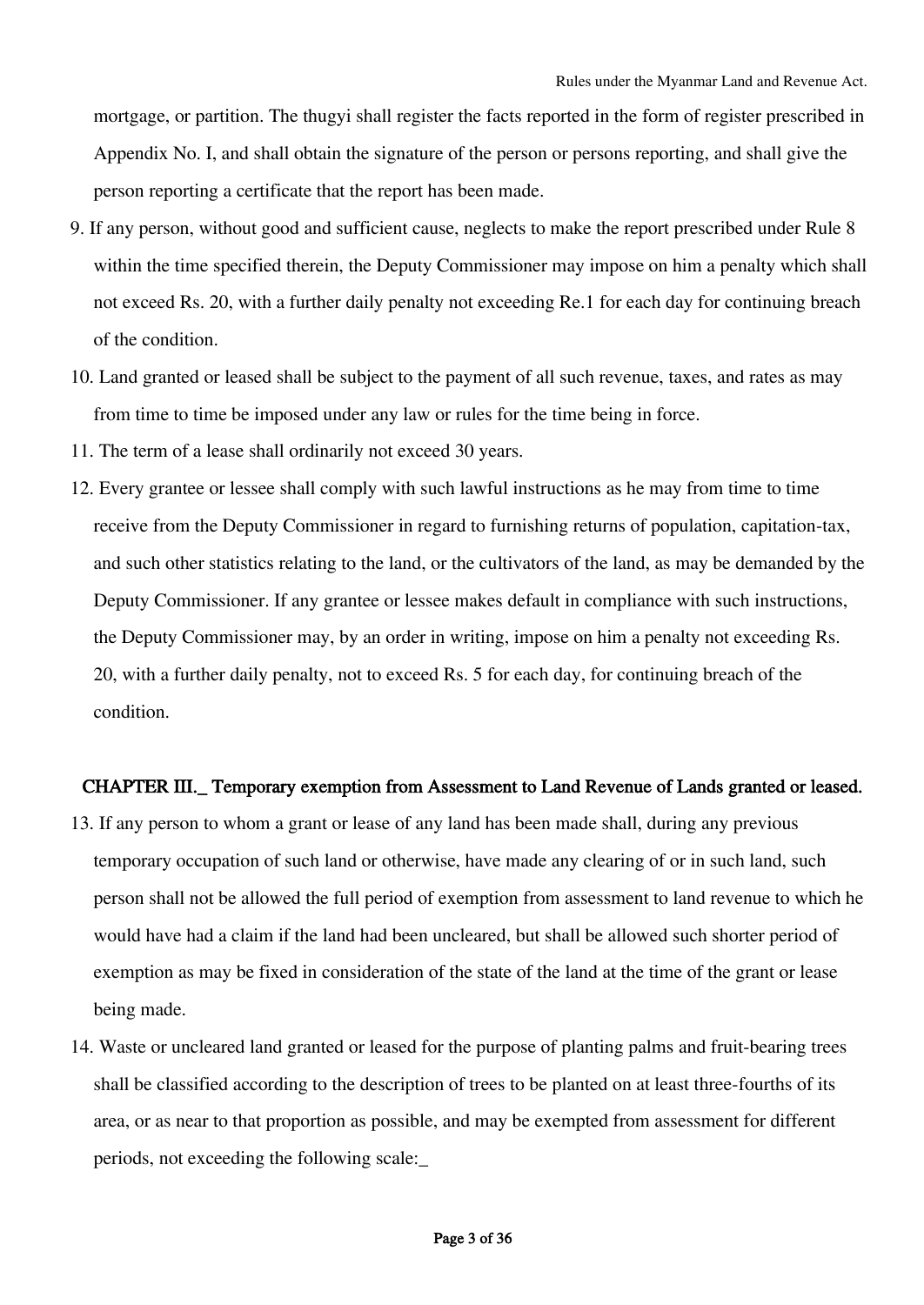mortgage, or partition. The thugyi shall register the facts reported in the form of register prescribed in Appendix No. I, and shall obtain the signature of the person or persons reporting, and shall give the person reporting a certificate that the report has been made.

9. If any person, without good and sufficient cause, neglects to make the report prescribed under Rule 8 within the time specified therein, the Deputy Commissioner may impose on him a penalty which shall not exceed Rs. 20, with a further daily penalty not exceeding Re.1 for each day for continuing breach of the condition.

10. Land granted or leased shall be subject to the payment of all such revenue, taxes, and rates as may from time to time be imposed under any law or rules for the time being in force.

11. The term of a lease shall ordinarily not exceed 30 years.

12. Every grantee or lessee shall comply with such lawful instructions as he may from time to time receive from the Deputy Commissioner in regard to furnishing returns of population, capitation-tax, and such other statistics relating to the land, or the cultivators of the land, as may be demanded by the Deputy Commissioner. If any grantee or lessee makes default in compliance with such instructions, the Deputy Commissioner may, by an order in writing, impose on him a penalty not exceeding Rs. 20, with a further daily penalty, not to exceed Rs. 5 for each day, for continuing breach of the condition.

## CHAPTER III._ Temporary exemption from Assessment to Land Revenue of Lands granted or leased.

13. If any person to whom a grant or lease of any land has been made shall, during any previous temporary occupation of such land or otherwise, have made any clearing of or in such land, such person shall not be allowed the full period of exemption from assessment to land revenue to which he would have had a claim if the land had been uncleared, but shall be allowed such shorter period of exemption as may be fixed in consideration of the state of the land at the time of the grant or lease being made.

14. Waste or uncleared land granted or leased for the purpose of planting palms and fruit-bearing trees shall be classified according to the description of trees to be planted on at least three-fourths of its area, or as near to that proportion as possible, and may be exempted from assessment for different periods, not exceeding the following scale:_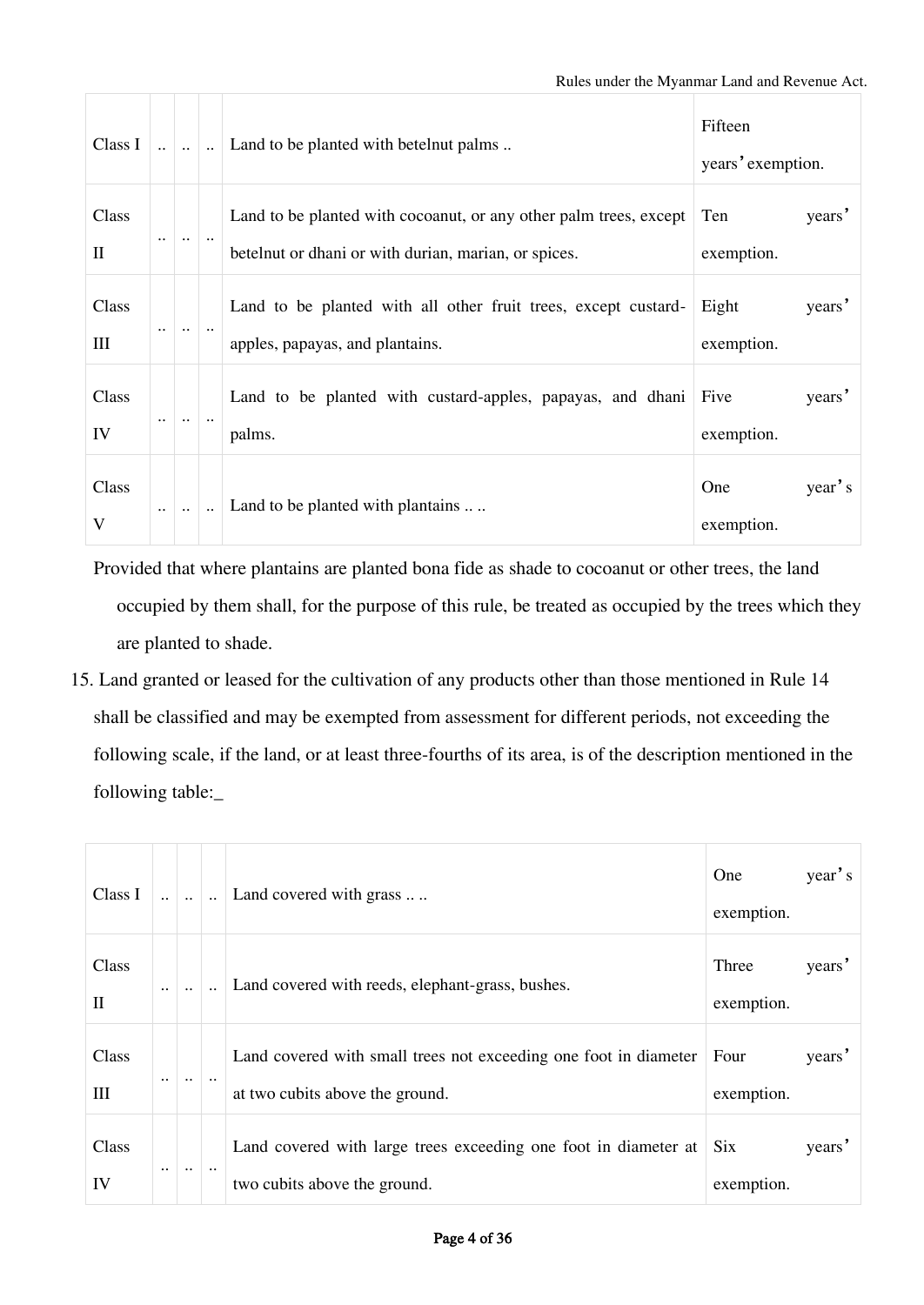| Class I | .. | .. | .. | Land to be planted with betelnut palms .. | Fifteen years' exemption. |
|---|---|---|---|---|---|
| Class II | .. | .. | .. | Land to be planted with cocoanut, or any other palm trees, except betelnut or dhani or with durian, marian, or spices. | Ten years' exemption. |
| Class III | .. | .. | .. | Land to be planted with all other fruit trees, except custard-apples, papayas, and plantains. | Eight years' exemption. |
| Class IV | .. | .. | .. | Land to be planted with custard-apples, papayas, and dhani palms. | Five years' exemption. |
| Class V | .. | .. | .. | Land to be planted with plantains .. .. | One year's exemption. |

Provided that where plantains are planted bona fide as shade to cocoanut or other trees, the land occupied by them shall, for the purpose of this rule, be treated as occupied by the trees which they are planted to shade.

15. Land granted or leased for the cultivation of any products other than those mentioned in Rule 14 shall be classified and may be exempted from assessment for different periods, not exceeding the following scale, if the land, or at least three-fourths of its area, is of the description mentioned in the following table:_

| Class I | .. | .. | .. | Land covered with grass .. .. | One year's exemption. |
|---|---|---|---|---|---|
| Class II | .. | .. | .. | Land covered with reeds, elephant-grass, bushes. | Three years' exemption. |
| Class III | .. | .. | .. | Land covered with small trees not exceeding one foot in diameter at two cubits above the ground. | Four years' exemption. |
| Class IV | .. | .. | .. | Land covered with large trees exceeding one foot in diameter at two cubits above the ground. | Six years' exemption. |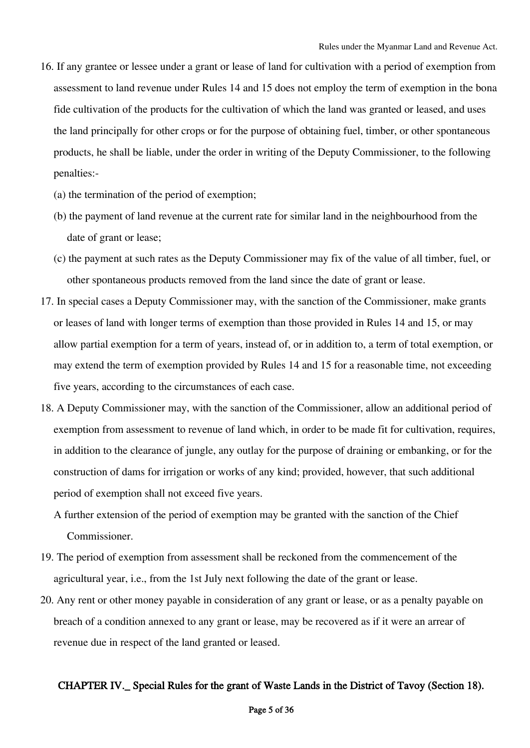16. If any grantee or lessee under a grant or lease of land for cultivation with a period of exemption from assessment to land revenue under Rules 14 and 15 does not employ the term of exemption in the bona fide cultivation of the products for the cultivation of which the land was granted or leased, and uses the land principally for other crops or for the purpose of obtaining fuel, timber, or other spontaneous products, he shall be liable, under the order in writing of the Deputy Commissioner, to the following penalties:-

   (a) the termination of the period of exemption;

   (b) the payment of land revenue at the current rate for similar land in the neighbourhood from the date of grant or lease;

   (c) the payment at such rates as the Deputy Commissioner may fix of the value of all timber, fuel, or other spontaneous products removed from the land since the date of grant or lease.

17. In special cases a Deputy Commissioner may, with the sanction of the Commissioner, make grants or leases of land with longer terms of exemption than those provided in Rules 14 and 15, or may allow partial exemption for a term of years, instead of, or in addition to, a term of total exemption, or may extend the term of exemption provided by Rules 14 and 15 for a reasonable time, not exceeding five years, according to the circumstances of each case.

18. A Deputy Commissioner may, with the sanction of the Commissioner, allow an additional period of exemption from assessment to revenue of land which, in order to be made fit for cultivation, requires, in addition to the clearance of jungle, any outlay for the purpose of draining or embanking, or for the construction of dams for irrigation or works of any kind; provided, however, that such additional period of exemption shall not exceed five years.

   A further extension of the period of exemption may be granted with the sanction of the Chief Commissioner.

19. The period of exemption from assessment shall be reckoned from the commencement of the agricultural year, i.e., from the 1st July next following the date of the grant or lease.

20. Any rent or other money payable in consideration of any grant or lease, or as a penalty payable on breach of a condition annexed to any grant or lease, may be recovered as if it were an arrear of revenue due in respect of the land granted or leased.

## CHAPTER IV._ Special Rules for the grant of Waste Lands in the District of Tavoy (Section 18).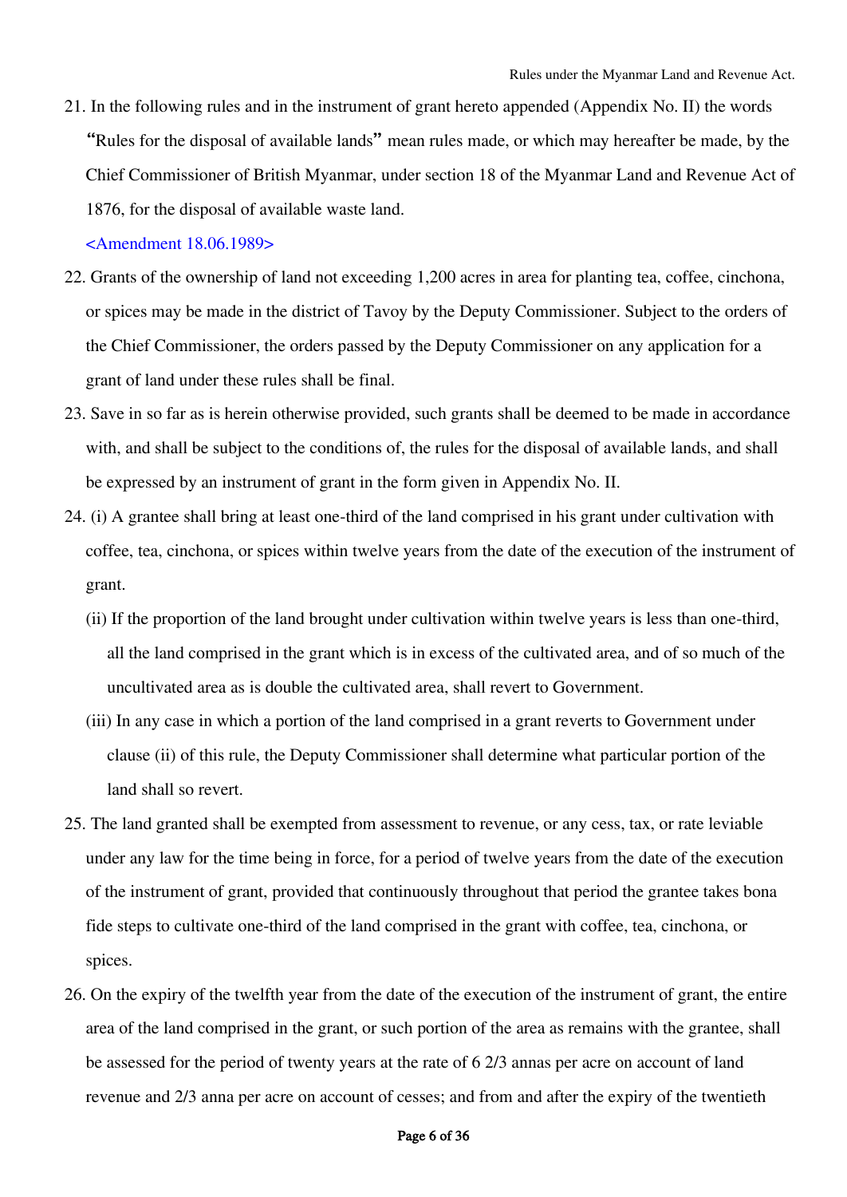21. In the following rules and in the instrument of grant hereto appended (Appendix No. II) the words "Rules for the disposal of available lands" mean rules made, or which may hereafter be made, by the Chief Commissioner of British Myanmar, under section 18 of the Myanmar Land and Revenue Act of 1876, for the disposal of available waste land.

   <Amendment 18.06.1989>

22. Grants of the ownership of land not exceeding 1,200 acres in area for planting tea, coffee, cinchona, or spices may be made in the district of Tavoy by the Deputy Commissioner. Subject to the orders of the Chief Commissioner, the orders passed by the Deputy Commissioner on any application for a grant of land under these rules shall be final.

23. Save in so far as is herein otherwise provided, such grants shall be deemed to be made in accordance with, and shall be subject to the conditions of, the rules for the disposal of available lands, and shall be expressed by an instrument of grant in the form given in Appendix No. II.

24. (i) A grantee shall bring at least one-third of the land comprised in his grant under cultivation with coffee, tea, cinchona, or spices within twelve years from the date of the execution of the instrument of grant.

    (ii) If the proportion of the land brought under cultivation within twelve years is less than one-third, all the land comprised in the grant which is in excess of the cultivated area, and of so much of the uncultivated area as is double the cultivated area, shall revert to Government.

    (iii) In any case in which a portion of the land comprised in a grant reverts to Government under clause (ii) of this rule, the Deputy Commissioner shall determine what particular portion of the land shall so revert.

25. The land granted shall be exempted from assessment to revenue, or any cess, tax, or rate leviable under any law for the time being in force, for a period of twelve years from the date of the execution of the instrument of grant, provided that continuously throughout that period the grantee takes bona fide steps to cultivate one-third of the land comprised in the grant with coffee, tea, cinchona, or spices.

26. On the expiry of the twelfth year from the date of the execution of the instrument of grant, the entire area of the land comprised in the grant, or such portion of the area as remains with the grantee, shall be assessed for the period of twenty years at the rate of 6 2/3 annas per acre on account of land revenue and 2/3 anna per acre on account of cesses; and from and after the expiry of the twentieth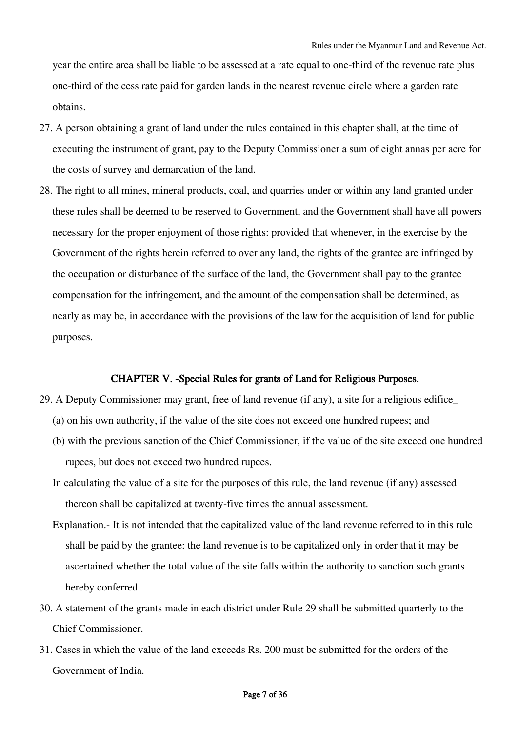year the entire area shall be liable to be assessed at a rate equal to one-third of the revenue rate plus one-third of the cess rate paid for garden lands in the nearest revenue circle where a garden rate obtains.

27. A person obtaining a grant of land under the rules contained in this chapter shall, at the time of executing the instrument of grant, pay to the Deputy Commissioner a sum of eight annas per acre for the costs of survey and demarcation of the land.

28. The right to all mines, mineral products, coal, and quarries under or within any land granted under these rules shall be deemed to be reserved to Government, and the Government shall have all powers necessary for the proper enjoyment of those rights: provided that whenever, in the exercise by the Government of the rights herein referred to over any land, the rights of the grantee are infringed by the occupation or disturbance of the surface of the land, the Government shall pay to the grantee compensation for the infringement, and the amount of the compensation shall be determined, as nearly as may be, in accordance with the provisions of the law for the acquisition of land for public purposes.

## CHAPTER V. -Special Rules for grants of Land for Religious Purposes.

29. A Deputy Commissioner may grant, free of land revenue (if any), a site for a religious edifice_

    (a) on his own authority, if the value of the site does not exceed one hundred rupees; and

    (b) with the previous sanction of the Chief Commissioner, if the value of the site exceed one hundred rupees, but does not exceed two hundred rupees.

    In calculating the value of a site for the purposes of this rule, the land revenue (if any) assessed thereon shall be capitalized at twenty-five times the annual assessment.

    Explanation.- It is not intended that the capitalized value of the land revenue referred to in this rule shall be paid by the grantee: the land revenue is to be capitalized only in order that it may be ascertained whether the total value of the site falls within the authority to sanction such grants hereby conferred.

30. A statement of the grants made in each district under Rule 29 shall be submitted quarterly to the Chief Commissioner.

31. Cases in which the value of the land exceeds Rs. 200 must be submitted for the orders of the Government of India.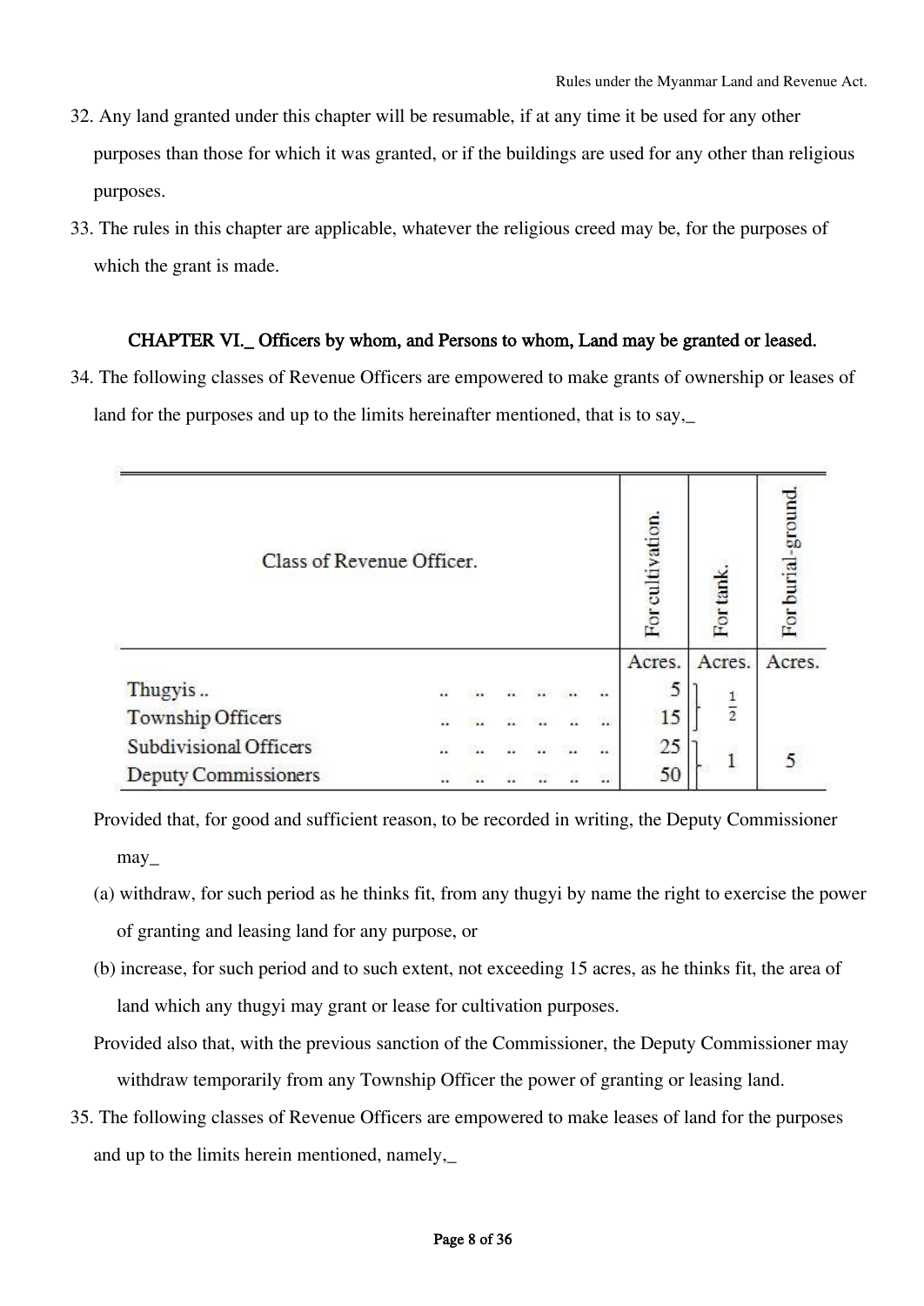32. Any land granted under this chapter will be resumable, if at any time it be used for any other purposes than those for which it was granted, or if the buildings are used for any other than religious purposes.

33. The rules in this chapter are applicable, whatever the religious creed may be, for the purposes of which the grant is made.

### CHAPTER VI._ Officers by whom, and Persons to whom, Land may be granted or leased.

34. The following classes of Revenue Officers are empowered to make grants of ownership or leases of land for the purposes and up to the limits hereinafter mentioned, that is to say,_

| Class of Revenue Officer. | For cultivation. | For tank. | For burial-ground. |
|---|---|---|---|
| | Acres. | Acres. | Acres. |
| Thugyis .. | 5 | } $\frac{1}{2}$ | |
| Township Officers | 15 | | |
| Subdivisional Officers | 25 | } 1 | 5 |
| Deputy Commissioners | 50 | | |

Provided that, for good and sufficient reason, to be recorded in writing, the Deputy Commissioner may_

(a) withdraw, for such period as he thinks fit, from any thugyi by name the right to exercise the power of granting and leasing land for any purpose, or

(b) increase, for such period and to such extent, not exceeding 15 acres, as he thinks fit, the area of land which any thugyi may grant or lease for cultivation purposes.

Provided also that, with the previous sanction of the Commissioner, the Deputy Commissioner may withdraw temporarily from any Township Officer the power of granting or leasing land.

35. The following classes of Revenue Officers are empowered to make leases of land for the purposes and up to the limits herein mentioned, namely,_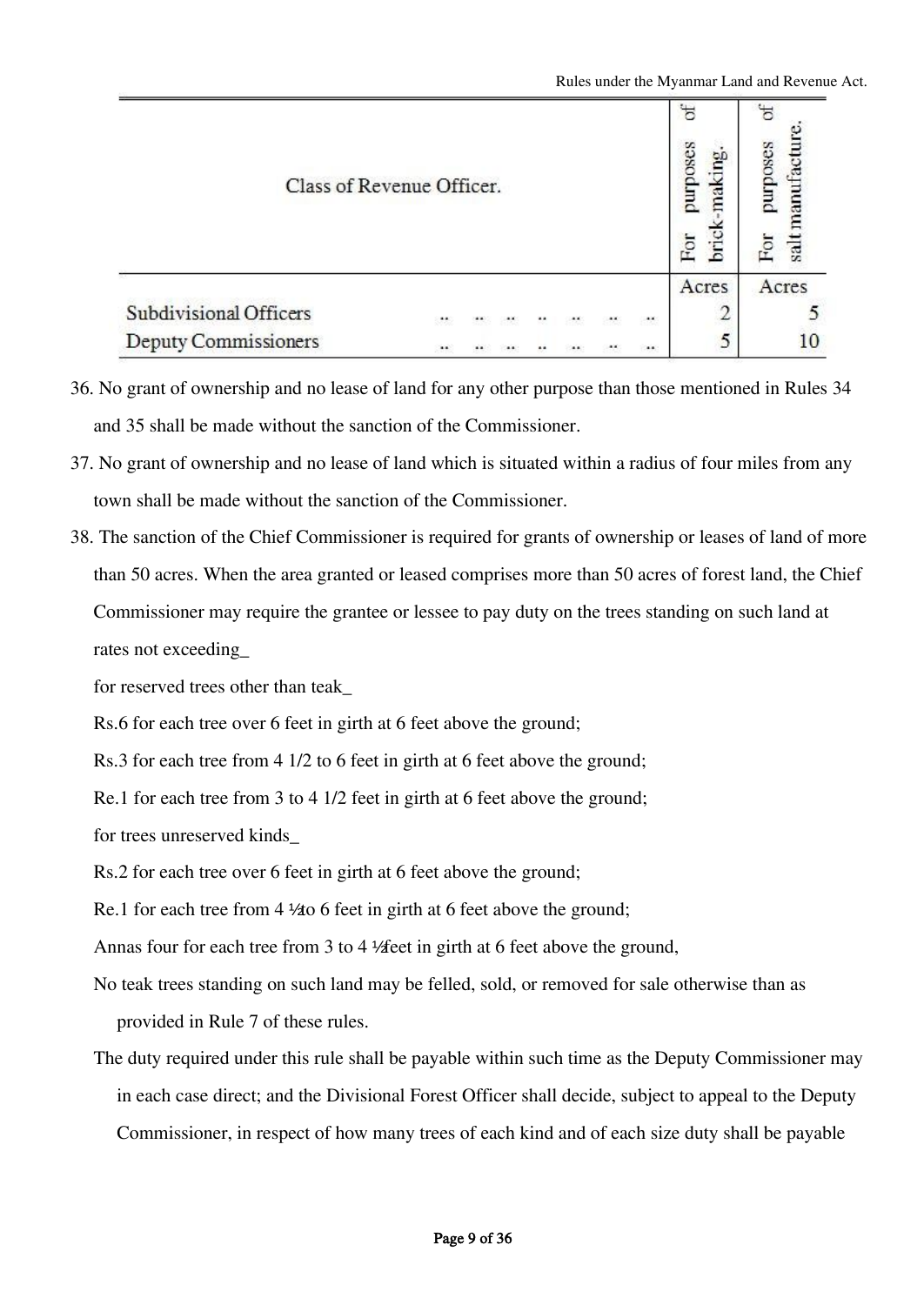| Class of Revenue Officer. | For purposes of brick-making. | For purposes of salt manufacture. |
|---|---|---|
| | Acres | Acres |
| Subdivisional Officers .. .. .. .. .. .. .. | 2 | 5 |
| Deputy Commissioners .. .. .. .. .. .. .. | 5 | 10 |

36. No grant of ownership and no lease of land for any other purpose than those mentioned in Rules 34 and 35 shall be made without the sanction of the Commissioner.

37. No grant of ownership and no lease of land which is situated within a radius of four miles from any town shall be made without the sanction of the Commissioner.

38. The sanction of the Chief Commissioner is required for grants of ownership or leases of land of more than 50 acres. When the area granted or leased comprises more than 50 acres of forest land, the Chief Commissioner may require the grantee or lessee to pay duty on the trees standing on such land at rates not exceeding_

for reserved trees other than teak_

Rs.6 for each tree over 6 feet in girth at 6 feet above the ground;

Rs.3 for each tree from 4 1/2 to 6 feet in girth at 6 feet above the ground;

Re.1 for each tree from 3 to 4 1/2 feet in girth at 6 feet above the ground;

for trees unreserved kinds_

Rs.2 for each tree over 6 feet in girth at 6 feet above the ground;

Re.1 for each tree from 4 ½ to 6 feet in girth at 6 feet above the ground;

Annas four for each tree from 3 to 4 ½ feet in girth at 6 feet above the ground,

No teak trees standing on such land may be felled, sold, or removed for sale otherwise than as provided in Rule 7 of these rules.

The duty required under this rule shall be payable within such time as the Deputy Commissioner may in each case direct; and the Divisional Forest Officer shall decide, subject to appeal to the Deputy Commissioner, in respect of how many trees of each kind and of each size duty shall be payable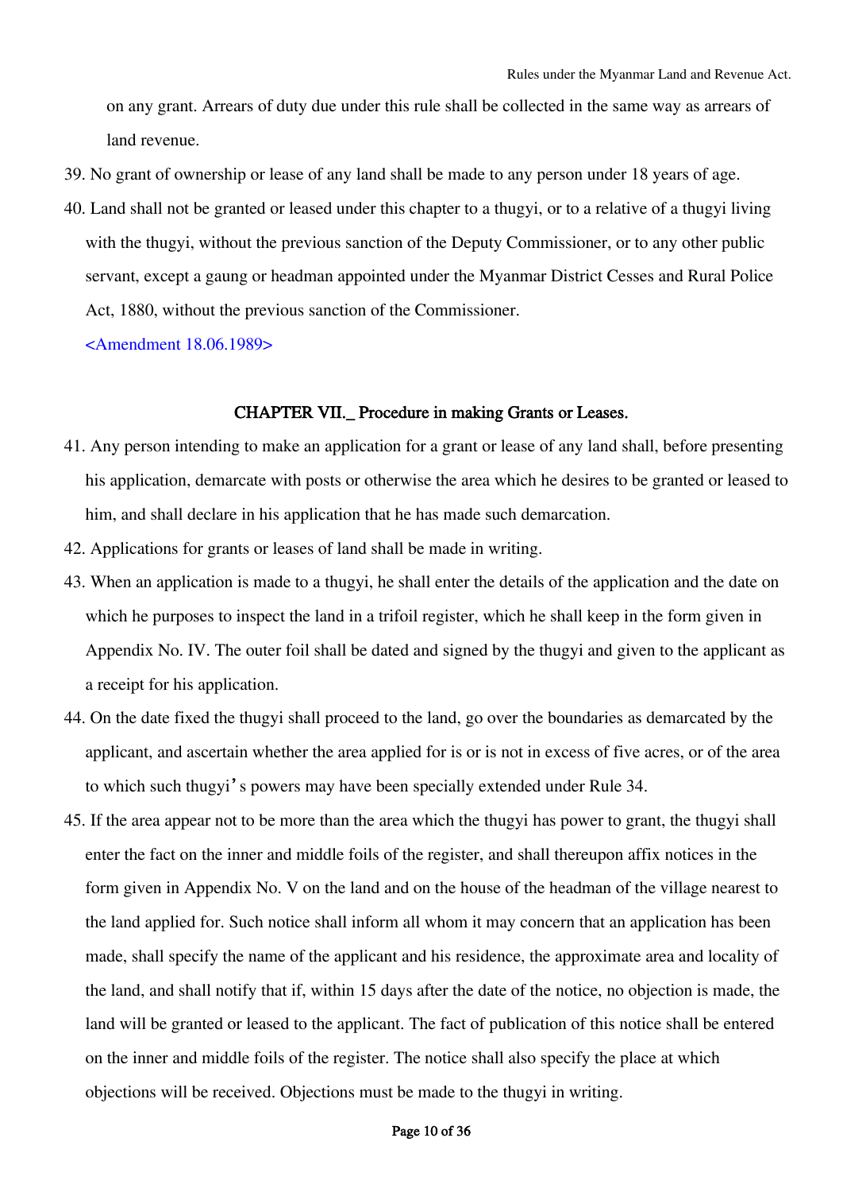on any grant. Arrears of duty due under this rule shall be collected in the same way as arrears of land revenue.

39. No grant of ownership or lease of any land shall be made to any person under 18 years of age.

40. Land shall not be granted or leased under this chapter to a thugyi, or to a relative of a thugyi living with the thugyi, without the previous sanction of the Deputy Commissioner, or to any other public servant, except a gaung or headman appointed under the Myanmar District Cesses and Rural Police Act, 1880, without the previous sanction of the Commissioner.

<Amendment 18.06.1989>

## CHAPTER VII._ Procedure in making Grants or Leases.

41. Any person intending to make an application for a grant or lease of any land shall, before presenting his application, demarcate with posts or otherwise the area which he desires to be granted or leased to him, and shall declare in his application that he has made such demarcation.

42. Applications for grants or leases of land shall be made in writing.

43. When an application is made to a thugyi, he shall enter the details of the application and the date on which he purposes to inspect the land in a trifoil register, which he shall keep in the form given in Appendix No. IV. The outer foil shall be dated and signed by the thugyi and given to the applicant as a receipt for his application.

44. On the date fixed the thugyi shall proceed to the land, go over the boundaries as demarcated by the applicant, and ascertain whether the area applied for is or is not in excess of five acres, or of the area to which such thugyi's powers may have been specially extended under Rule 34.

45. If the area appear not to be more than the area which the thugyi has power to grant, the thugyi shall enter the fact on the inner and middle foils of the register, and shall thereupon affix notices in the form given in Appendix No. V on the land and on the house of the headman of the village nearest to the land applied for. Such notice shall inform all whom it may concern that an application has been made, shall specify the name of the applicant and his residence, the approximate area and locality of the land, and shall notify that if, within 15 days after the date of the notice, no objection is made, the land will be granted or leased to the applicant. The fact of publication of this notice shall be entered on the inner and middle foils of the register. The notice shall also specify the place at which objections will be received. Objections must be made to the thugyi in writing.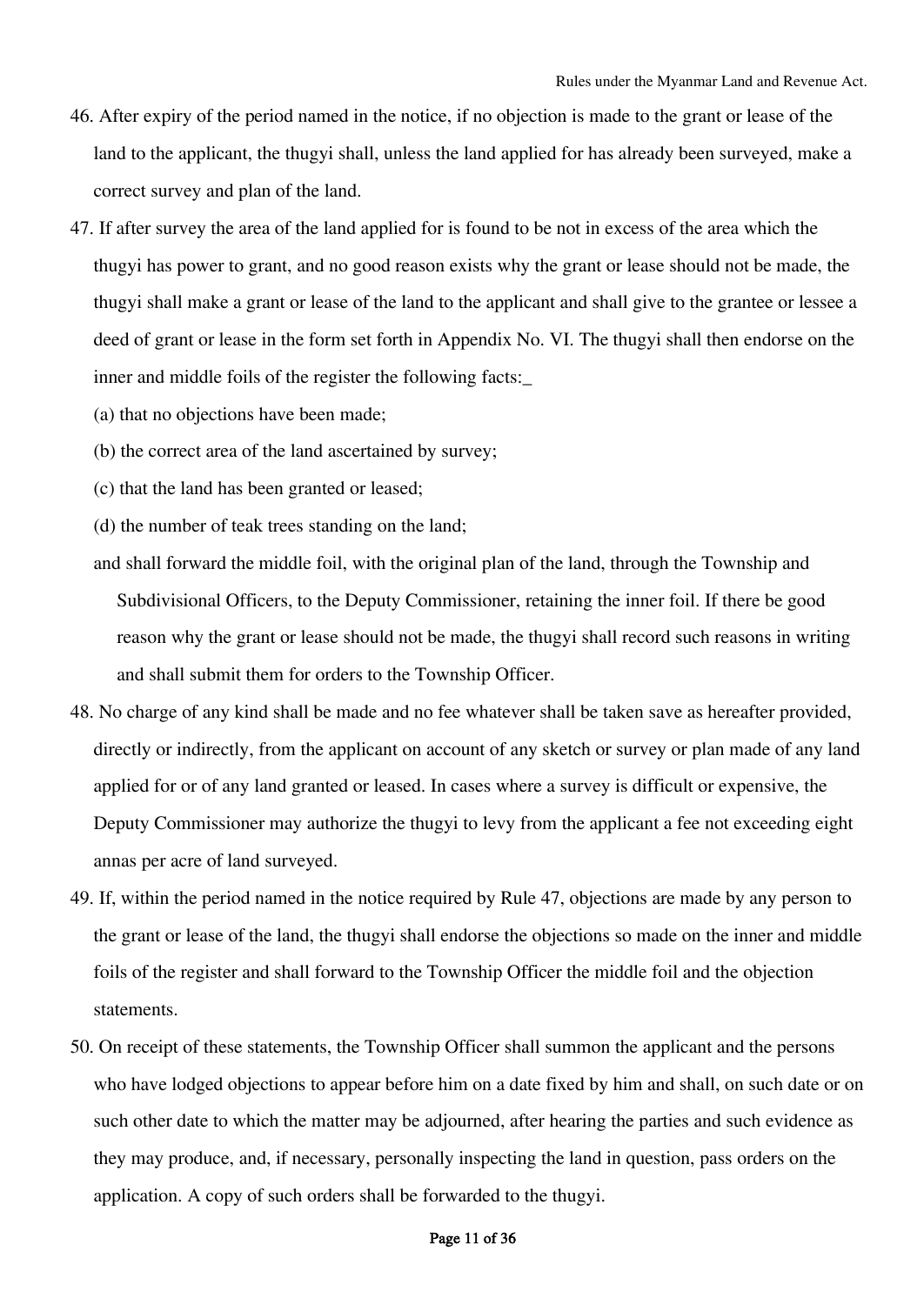46. After expiry of the period named in the notice, if no objection is made to the grant or lease of the land to the applicant, the thugyi shall, unless the land applied for has already been surveyed, make a correct survey and plan of the land.

47. If after survey the area of the land applied for is found to be not in excess of the area which the thugyi has power to grant, and no good reason exists why the grant or lease should not be made, the thugyi shall make a grant or lease of the land to the applicant and shall give to the grantee or lessee a deed of grant or lease in the form set forth in Appendix No. VI. The thugyi shall then endorse on the inner and middle foils of the register the following facts:_

    (a) that no objections have been made;

    (b) the correct area of the land ascertained by survey;

    (c) that the land has been granted or leased;

    (d) the number of teak trees standing on the land;

    and shall forward the middle foil, with the original plan of the land, through the Township and Subdivisional Officers, to the Deputy Commissioner, retaining the inner foil. If there be good reason why the grant or lease should not be made, the thugyi shall record such reasons in writing and shall submit them for orders to the Township Officer.

48. No charge of any kind shall be made and no fee whatever shall be taken save as hereafter provided, directly or indirectly, from the applicant on account of any sketch or survey or plan made of any land applied for or of any land granted or leased. In cases where a survey is difficult or expensive, the Deputy Commissioner may authorize the thugyi to levy from the applicant a fee not exceeding eight annas per acre of land surveyed.

49. If, within the period named in the notice required by Rule 47, objections are made by any person to the grant or lease of the land, the thugyi shall endorse the objections so made on the inner and middle foils of the register and shall forward to the Township Officer the middle foil and the objection statements.

50. On receipt of these statements, the Township Officer shall summon the applicant and the persons who have lodged objections to appear before him on a date fixed by him and shall, on such date or on such other date to which the matter may be adjourned, after hearing the parties and such evidence as they may produce, and, if necessary, personally inspecting the land in question, pass orders on the application. A copy of such orders shall be forwarded to the thugyi.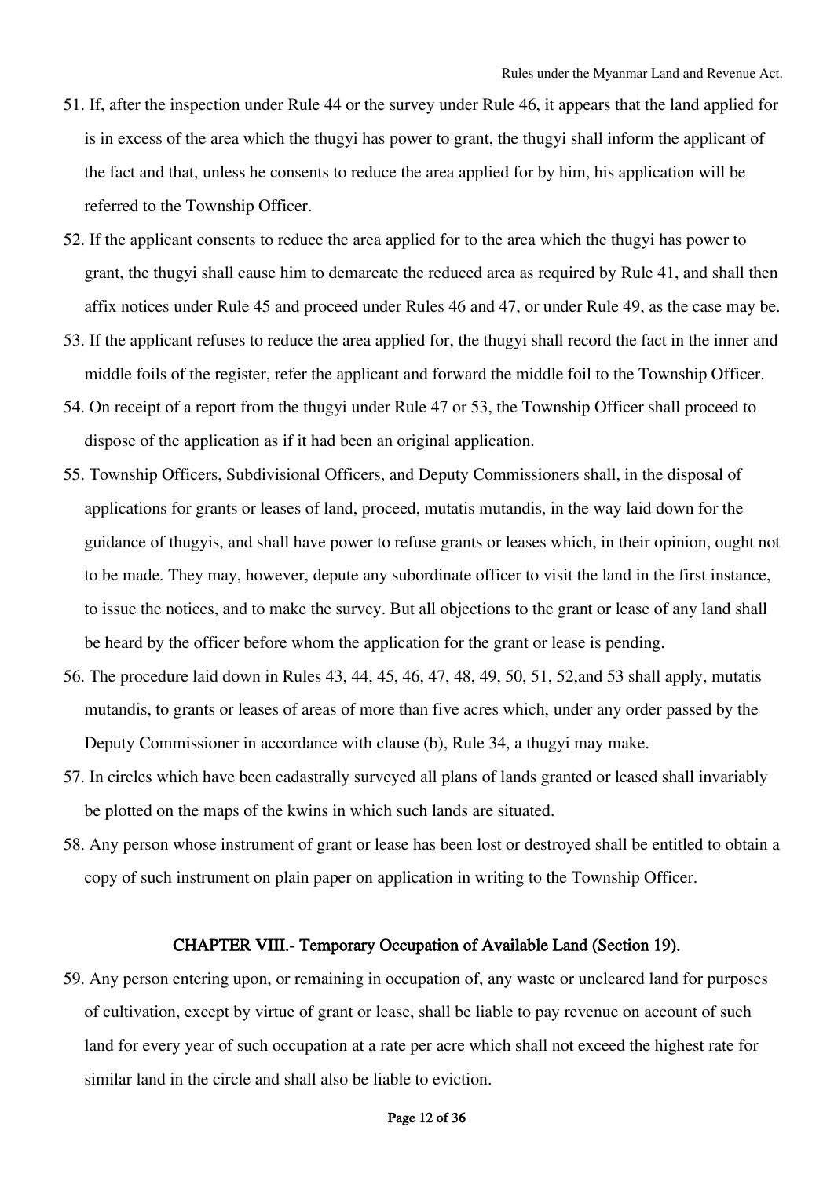51. If, after the inspection under Rule 44 or the survey under Rule 46, it appears that the land applied for is in excess of the area which the thugyi has power to grant, the thugyi shall inform the applicant of the fact and that, unless he consents to reduce the area applied for by him, his application will be referred to the Township Officer.

52. If the applicant consents to reduce the area applied for to the area which the thugyi has power to grant, the thugyi shall cause him to demarcate the reduced area as required by Rule 41, and shall then affix notices under Rule 45 and proceed under Rules 46 and 47, or under Rule 49, as the case may be.

53. If the applicant refuses to reduce the area applied for, the thugyi shall record the fact in the inner and middle foils of the register, refer the applicant and forward the middle foil to the Township Officer.

54. On receipt of a report from the thugyi under Rule 47 or 53, the Township Officer shall proceed to dispose of the application as if it had been an original application.

55. Township Officers, Subdivisional Officers, and Deputy Commissioners shall, in the disposal of applications for grants or leases of land, proceed, mutatis mutandis, in the way laid down for the guidance of thugyis, and shall have power to refuse grants or leases which, in their opinion, ought not to be made. They may, however, depute any subordinate officer to visit the land in the first instance, to issue the notices, and to make the survey. But all objections to the grant or lease of any land shall be heard by the officer before whom the application for the grant or lease is pending.

56. The procedure laid down in Rules 43, 44, 45, 46, 47, 48, 49, 50, 51, 52,and 53 shall apply, mutatis mutandis, to grants or leases of areas of more than five acres which, under any order passed by the Deputy Commissioner in accordance with clause (b), Rule 34, a thugyi may make.

57. In circles which have been cadastrally surveyed all plans of lands granted or leased shall invariably be plotted on the maps of the kwins in which such lands are situated.

58. Any person whose instrument of grant or lease has been lost or destroyed shall be entitled to obtain a copy of such instrument on plain paper on application in writing to the Township Officer.

## CHAPTER VIII.- Temporary Occupation of Available Land (Section 19).

59. Any person entering upon, or remaining in occupation of, any waste or uncleared land for purposes of cultivation, except by virtue of grant or lease, shall be liable to pay revenue on account of such land for every year of such occupation at a rate per acre which shall not exceed the highest rate for similar land in the circle and shall also be liable to eviction.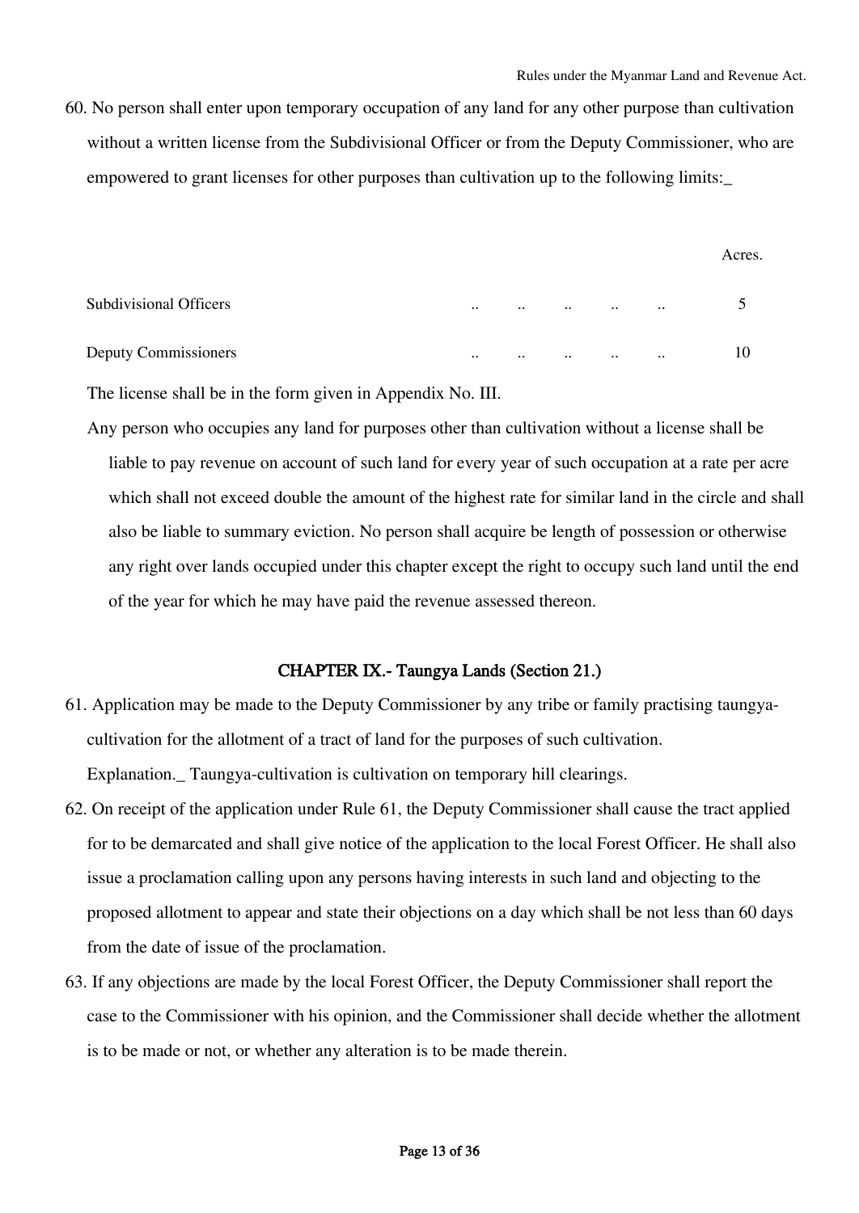60. No person shall enter upon temporary occupation of any land for any other purpose than cultivation without a written license from the Subdivisional Officer or from the Deputy Commissioner, who are empowered to grant licenses for other purposes than cultivation up to the following limits:_

| | Acres. |
|---|---|
| Subdivisional Officers .. .. .. .. .. | 5 |
| Deputy Commissioners .. .. .. .. .. | 10 |

The license shall be in the form given in Appendix No. III.

Any person who occupies any land for purposes other than cultivation without a license shall be liable to pay revenue on account of such land for every year of such occupation at a rate per acre which shall not exceed double the amount of the highest rate for similar land in the circle and shall also be liable to summary eviction. No person shall acquire be length of possession or otherwise any right over lands occupied under this chapter except the right to occupy such land until the end of the year for which he may have paid the revenue assessed thereon.

## CHAPTER IX.- Taungya Lands (Section 21.)

61. Application may be made to the Deputy Commissioner by any tribe or family practising taungya-cultivation for the allotment of a tract of land for the purposes of such cultivation.

Explanation._ Taungya-cultivation is cultivation on temporary hill clearings.

62. On receipt of the application under Rule 61, the Deputy Commissioner shall cause the tract applied for to be demarcated and shall give notice of the application to the local Forest Officer. He shall also issue a proclamation calling upon any persons having interests in such land and objecting to the proposed allotment to appear and state their objections on a day which shall be not less than 60 days from the date of issue of the proclamation.

63. If any objections are made by the local Forest Officer, the Deputy Commissioner shall report the case to the Commissioner with his opinion, and the Commissioner shall decide whether the allotment is to be made or not, or whether any alteration is to be made therein.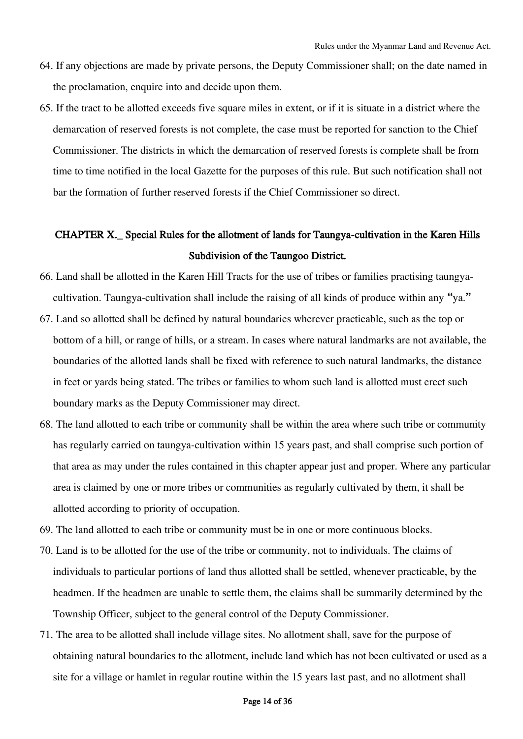64. If any objections are made by private persons, the Deputy Commissioner shall; on the date named in the proclamation, enquire into and decide upon them.

65. If the tract to be allotted exceeds five square miles in extent, or if it is situate in a district where the demarcation of reserved forests is not complete, the case must be reported for sanction to the Chief Commissioner. The districts in which the demarcation of reserved forests is complete shall be from time to time notified in the local Gazette for the purposes of this rule. But such notification shall not bar the formation of further reserved forests if the Chief Commissioner so direct.

## CHAPTER X._ Special Rules for the allotment of lands for Taungya-cultivation in the Karen Hills Subdivision of the Taungoo District.

66. Land shall be allotted in the Karen Hill Tracts for the use of tribes or families practising taungya-cultivation. Taungya-cultivation shall include the raising of all kinds of produce within any "ya."

67. Land so allotted shall be defined by natural boundaries wherever practicable, such as the top or bottom of a hill, or range of hills, or a stream. In cases where natural landmarks are not available, the boundaries of the allotted lands shall be fixed with reference to such natural landmarks, the distance in feet or yards being stated. The tribes or families to whom such land is allotted must erect such boundary marks as the Deputy Commissioner may direct.

68. The land allotted to each tribe or community shall be within the area where such tribe or community has regularly carried on taungya-cultivation within 15 years past, and shall comprise such portion of that area as may under the rules contained in this chapter appear just and proper. Where any particular area is claimed by one or more tribes or communities as regularly cultivated by them, it shall be allotted according to priority of occupation.

69. The land allotted to each tribe or community must be in one or more continuous blocks.

70. Land is to be allotted for the use of the tribe or community, not to individuals. The claims of individuals to particular portions of land thus allotted shall be settled, whenever practicable, by the headmen. If the headmen are unable to settle them, the claims shall be summarily determined by the Township Officer, subject to the general control of the Deputy Commissioner.

71. The area to be allotted shall include village sites. No allotment shall, save for the purpose of obtaining natural boundaries to the allotment, include land which has not been cultivated or used as a site for a village or hamlet in regular routine within the 15 years last past, and no allotment shall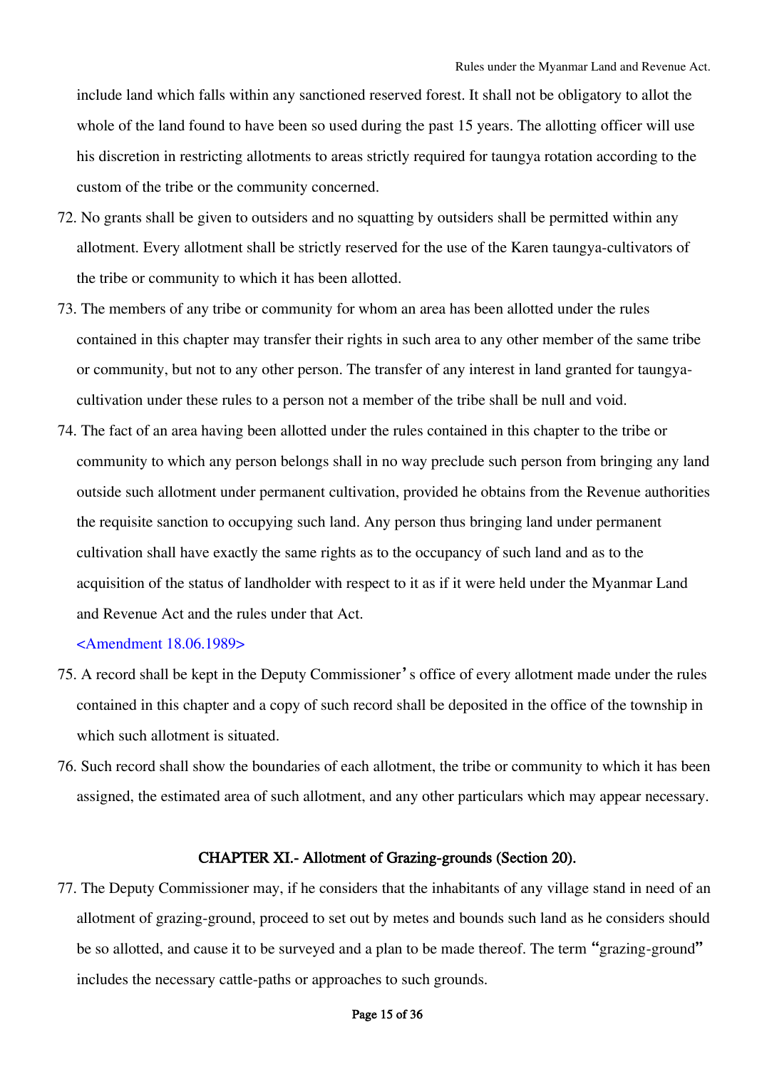include land which falls within any sanctioned reserved forest. It shall not be obligatory to allot the whole of the land found to have been so used during the past 15 years. The allotting officer will use his discretion in restricting allotments to areas strictly required for taungya rotation according to the custom of the tribe or the community concerned.

72. No grants shall be given to outsiders and no squatting by outsiders shall be permitted within any allotment. Every allotment shall be strictly reserved for the use of the Karen taungya-cultivators of the tribe or community to which it has been allotted.

73. The members of any tribe or community for whom an area has been allotted under the rules contained in this chapter may transfer their rights in such area to any other member of the same tribe or community, but not to any other person. The transfer of any interest in land granted for taungya-cultivation under these rules to a person not a member of the tribe shall be null and void.

74. The fact of an area having been allotted under the rules contained in this chapter to the tribe or community to which any person belongs shall in no way preclude such person from bringing any land outside such allotment under permanent cultivation, provided he obtains from the Revenue authorities the requisite sanction to occupying such land. Any person thus bringing land under permanent cultivation shall have exactly the same rights as to the occupancy of such land and as to the acquisition of the status of landholder with respect to it as if it were held under the Myanmar Land and Revenue Act and the rules under that Act.

<Amendment 18.06.1989>

75. A record shall be kept in the Deputy Commissioner's office of every allotment made under the rules contained in this chapter and a copy of such record shall be deposited in the office of the township in which such allotment is situated.

76. Such record shall show the boundaries of each allotment, the tribe or community to which it has been assigned, the estimated area of such allotment, and any other particulars which may appear necessary.

## CHAPTER XI.- Allotment of Grazing-grounds (Section 20).

77. The Deputy Commissioner may, if he considers that the inhabitants of any village stand in need of an allotment of grazing-ground, proceed to set out by metes and bounds such land as he considers should be so allotted, and cause it to be surveyed and a plan to be made thereof. The term "grazing-ground" includes the necessary cattle-paths or approaches to such grounds.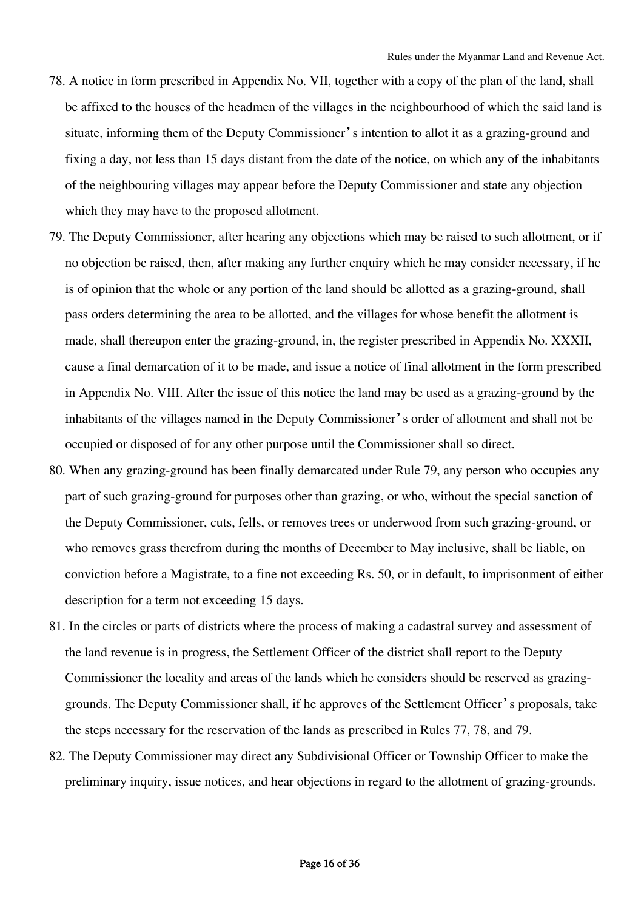78. A notice in form prescribed in Appendix No. VII, together with a copy of the plan of the land, shall be affixed to the houses of the headmen of the villages in the neighbourhood of which the said land is situate, informing them of the Deputy Commissioner's intention to allot it as a grazing-ground and fixing a day, not less than 15 days distant from the date of the notice, on which any of the inhabitants of the neighbouring villages may appear before the Deputy Commissioner and state any objection which they may have to the proposed allotment.

79. The Deputy Commissioner, after hearing any objections which may be raised to such allotment, or if no objection be raised, then, after making any further enquiry which he may consider necessary, if he is of opinion that the whole or any portion of the land should be allotted as a grazing-ground, shall pass orders determining the area to be allotted, and the villages for whose benefit the allotment is made, shall thereupon enter the grazing-ground, in, the register prescribed in Appendix No. XXXII, cause a final demarcation of it to be made, and issue a notice of final allotment in the form prescribed in Appendix No. VIII. After the issue of this notice the land may be used as a grazing-ground by the inhabitants of the villages named in the Deputy Commissioner's order of allotment and shall not be occupied or disposed of for any other purpose until the Commissioner shall so direct.

80. When any grazing-ground has been finally demarcated under Rule 79, any person who occupies any part of such grazing-ground for purposes other than grazing, or who, without the special sanction of the Deputy Commissioner, cuts, fells, or removes trees or underwood from such grazing-ground, or who removes grass therefrom during the months of December to May inclusive, shall be liable, on conviction before a Magistrate, to a fine not exceeding Rs. 50, or in default, to imprisonment of either description for a term not exceeding 15 days.

81. In the circles or parts of districts where the process of making a cadastral survey and assessment of the land revenue is in progress, the Settlement Officer of the district shall report to the Deputy Commissioner the locality and areas of the lands which he considers should be reserved as grazing-grounds. The Deputy Commissioner shall, if he approves of the Settlement Officer's proposals, take the steps necessary for the reservation of the lands as prescribed in Rules 77, 78, and 79.

82. The Deputy Commissioner may direct any Subdivisional Officer or Township Officer to make the preliminary inquiry, issue notices, and hear objections in regard to the allotment of grazing-grounds.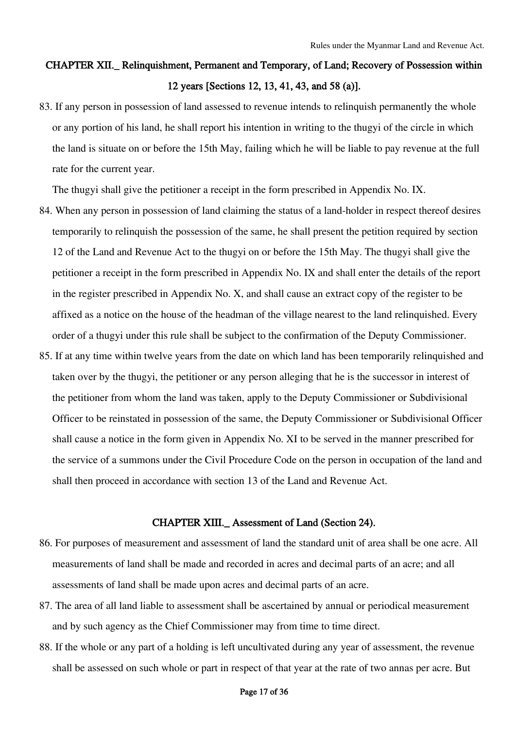## CHAPTER XII._ Relinquishment, Permanent and Temporary, of Land; Recovery of Possession within 12 years [Sections 12, 13, 41, 43, and 58 (a)].

83. If any person in possession of land assessed to revenue intends to relinquish permanently the whole or any portion of his land, he shall report his intention in writing to the thugyi of the circle in which the land is situate on or before the 15th May, failing which he will be liable to pay revenue at the full rate for the current year.

    The thugyi shall give the petitioner a receipt in the form prescribed in Appendix No. IX.

84. When any person in possession of land claiming the status of a land-holder in respect thereof desires temporarily to relinquish the possession of the same, he shall present the petition required by section 12 of the Land and Revenue Act to the thugyi on or before the 15th May. The thugyi shall give the petitioner a receipt in the form prescribed in Appendix No. IX and shall enter the details of the report in the register prescribed in Appendix No. X, and shall cause an extract copy of the register to be affixed as a notice on the house of the headman of the village nearest to the land relinquished. Every order of a thugyi under this rule shall be subject to the confirmation of the Deputy Commissioner.

85. If at any time within twelve years from the date on which land has been temporarily relinquished and taken over by the thugyi, the petitioner or any person alleging that he is the successor in interest of the petitioner from whom the land was taken, apply to the Deputy Commissioner or Subdivisional Officer to be reinstated in possession of the same, the Deputy Commissioner or Subdivisional Officer shall cause a notice in the form given in Appendix No. XI to be served in the manner prescribed for the service of a summons under the Civil Procedure Code on the person in occupation of the land and shall then proceed in accordance with section 13 of the Land and Revenue Act.

## CHAPTER XIII._ Assessment of Land (Section 24).

86. For purposes of measurement and assessment of land the standard unit of area shall be one acre. All measurements of land shall be made and recorded in acres and decimal parts of an acre; and all assessments of land shall be made upon acres and decimal parts of an acre.

87. The area of all land liable to assessment shall be ascertained by annual or periodical measurement and by such agency as the Chief Commissioner may from time to time direct.

88. If the whole or any part of a holding is left uncultivated during any year of assessment, the revenue shall be assessed on such whole or part in respect of that year at the rate of two annas per acre. But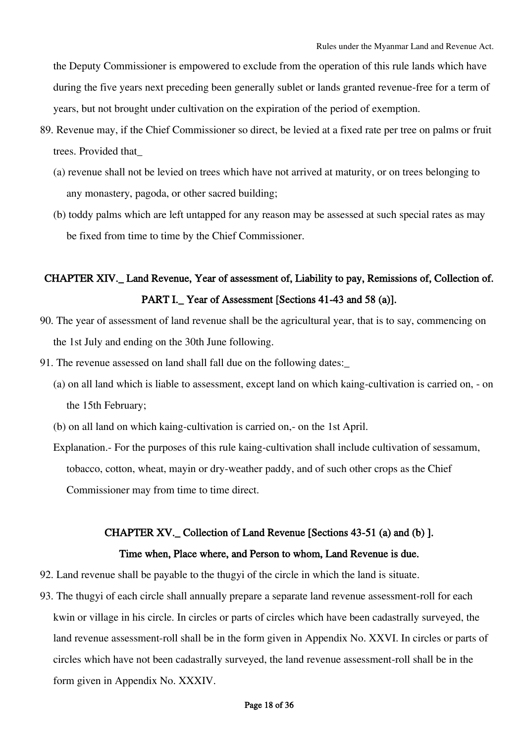the Deputy Commissioner is empowered to exclude from the operation of this rule lands which have during the five years next preceding been generally sublet or lands granted revenue-free for a term of years, but not brought under cultivation on the expiration of the period of exemption.

89. Revenue may, if the Chief Commissioner so direct, be levied at a fixed rate per tree on palms or fruit trees. Provided that_

   (a) revenue shall not be levied on trees which have not arrived at maturity, or on trees belonging to any monastery, pagoda, or other sacred building;

   (b) toddy palms which are left untapped for any reason may be assessed at such special rates as may be fixed from time to time by the Chief Commissioner.

## CHAPTER XIV._ Land Revenue, Year of assessment of, Liability to pay, Remissions of, Collection of.

### PART I._ Year of Assessment [Sections 41-43 and 58 (a)].

90. The year of assessment of land revenue shall be the agricultural year, that is to say, commencing on the 1st July and ending on the 30th June following.

91. The revenue assessed on land shall fall due on the following dates:_

   (a) on all land which is liable to assessment, except land on which kaing-cultivation is carried on, - on the 15th February;

   (b) on all land on which kaing-cultivation is carried on,- on the 1st April.

   Explanation.- For the purposes of this rule kaing-cultivation shall include cultivation of sessamum, tobacco, cotton, wheat, mayin or dry-weather paddy, and of such other crops as the Chief Commissioner may from time to time direct.

## CHAPTER XV._ Collection of Land Revenue [Sections 43-51 (a) and (b) ].

### Time when, Place where, and Person to whom, Land Revenue is due.

92. Land revenue shall be payable to the thugyi of the circle in which the land is situate.

93. The thugyi of each circle shall annually prepare a separate land revenue assessment-roll for each kwin or village in his circle. In circles or parts of circles which have been cadastrally surveyed, the land revenue assessment-roll shall be in the form given in Appendix No. XXVI. In circles or parts of circles which have not been cadastrally surveyed, the land revenue assessment-roll shall be in the form given in Appendix No. XXXIV.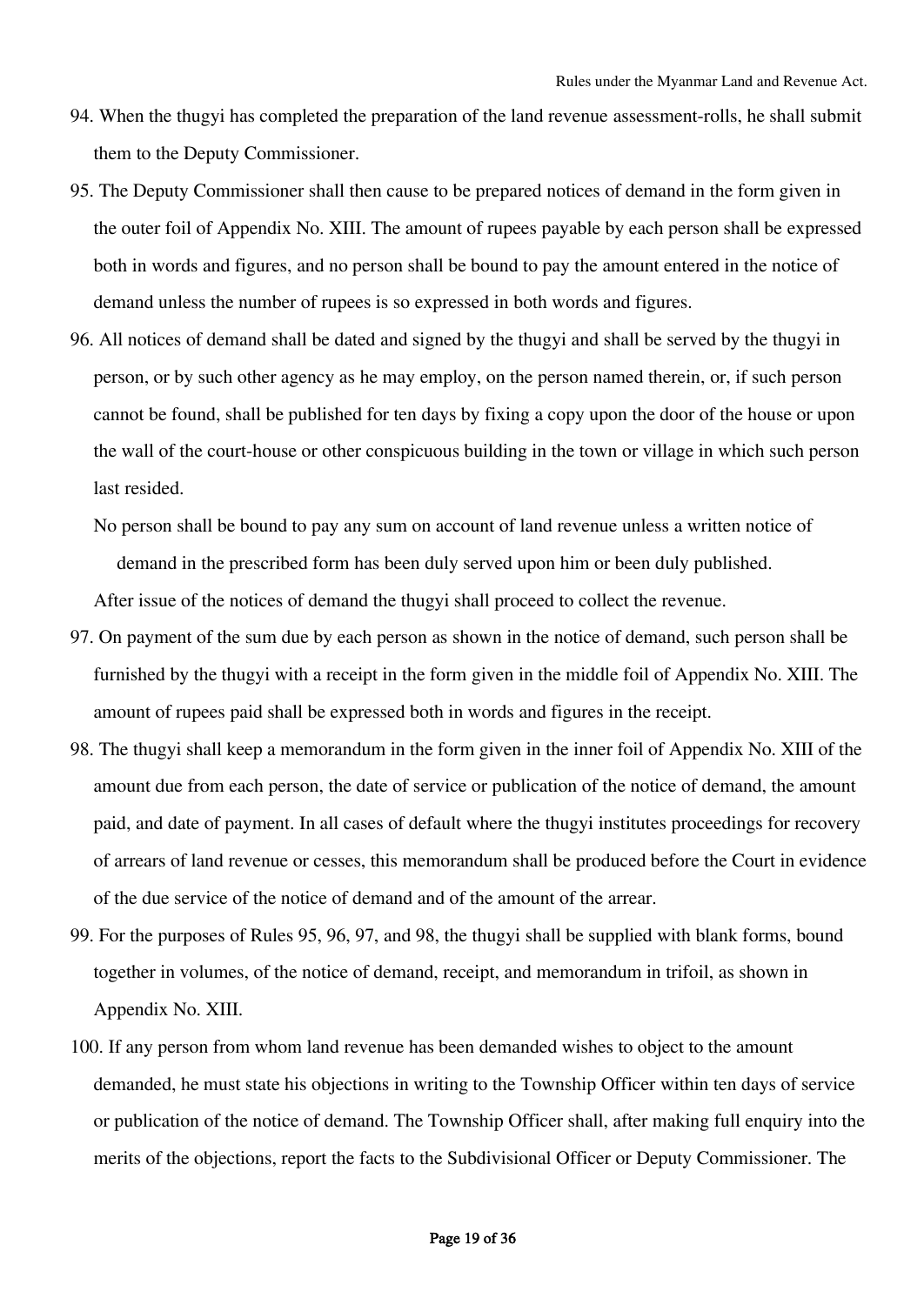94. When the thugyi has completed the preparation of the land revenue assessment-rolls, he shall submit them to the Deputy Commissioner.

95. The Deputy Commissioner shall then cause to be prepared notices of demand in the form given in the outer foil of Appendix No. XIII. The amount of rupees payable by each person shall be expressed both in words and figures, and no person shall be bound to pay the amount entered in the notice of demand unless the number of rupees is so expressed in both words and figures.

96. All notices of demand shall be dated and signed by the thugyi and shall be served by the thugyi in person, or by such other agency as he may employ, on the person named therein, or, if such person cannot be found, shall be published for ten days by fixing a copy upon the door of the house or upon the wall of the court-house or other conspicuous building in the town or village in which such person last resided.

No person shall be bound to pay any sum on account of land revenue unless a written notice of demand in the prescribed form has been duly served upon him or been duly published.

After issue of the notices of demand the thugyi shall proceed to collect the revenue.

97. On payment of the sum due by each person as shown in the notice of demand, such person shall be furnished by the thugyi with a receipt in the form given in the middle foil of Appendix No. XIII. The amount of rupees paid shall be expressed both in words and figures in the receipt.

98. The thugyi shall keep a memorandum in the form given in the inner foil of Appendix No. XIII of the amount due from each person, the date of service or publication of the notice of demand, the amount paid, and date of payment. In all cases of default where the thugyi institutes proceedings for recovery of arrears of land revenue or cesses, this memorandum shall be produced before the Court in evidence of the due service of the notice of demand and of the amount of the arrear.

99. For the purposes of Rules 95, 96, 97, and 98, the thugyi shall be supplied with blank forms, bound together in volumes, of the notice of demand, receipt, and memorandum in trifoil, as shown in Appendix No. XIII.

100. If any person from whom land revenue has been demanded wishes to object to the amount demanded, he must state his objections in writing to the Township Officer within ten days of service or publication of the notice of demand. The Township Officer shall, after making full enquiry into the merits of the objections, report the facts to the Subdivisional Officer or Deputy Commissioner. The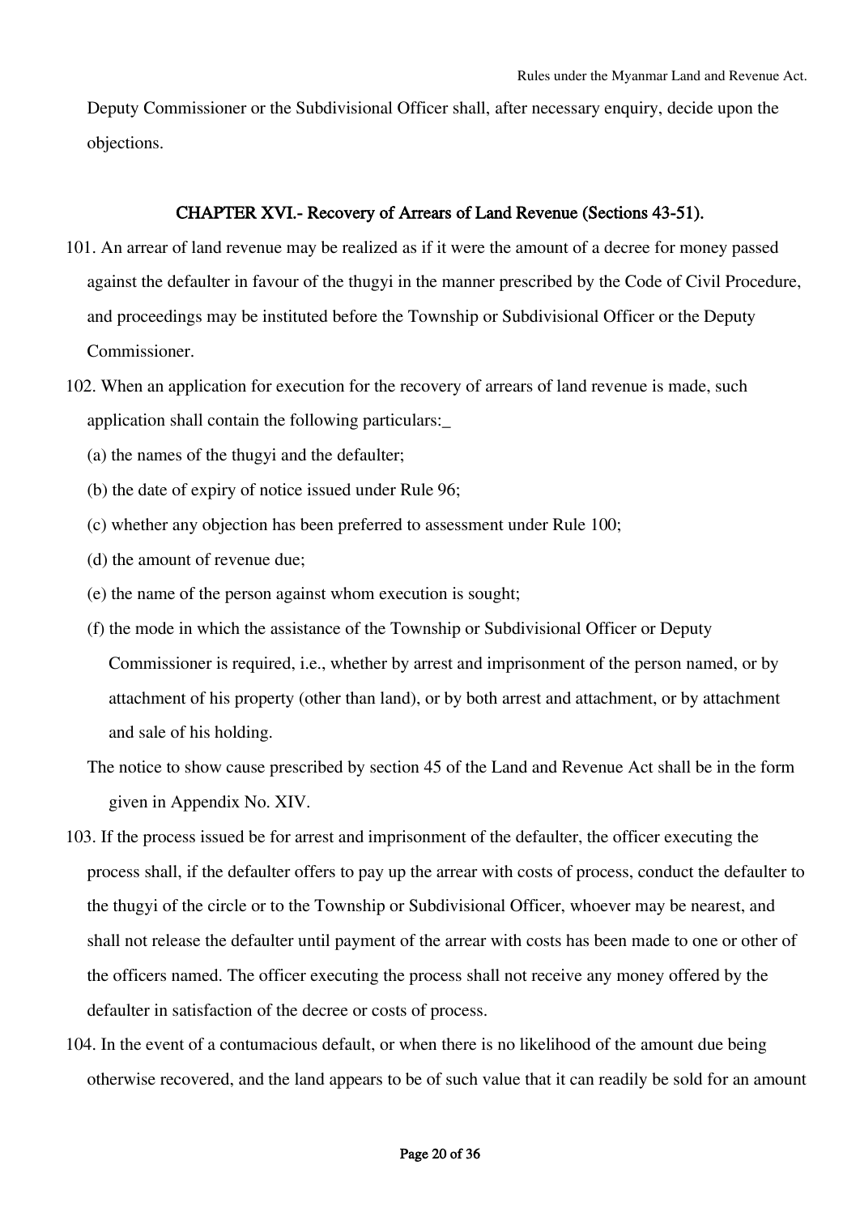Deputy Commissioner or the Subdivisional Officer shall, after necessary enquiry, decide upon the objections.

## CHAPTER XVI.- Recovery of Arrears of Land Revenue (Sections 43-51).

101. An arrear of land revenue may be realized as if it were the amount of a decree for money passed against the defaulter in favour of the thugyi in the manner prescribed by the Code of Civil Procedure, and proceedings may be instituted before the Township or Subdivisional Officer or the Deputy Commissioner.

102. When an application for execution for the recovery of arrears of land revenue is made, such application shall contain the following particulars:_

(a) the names of the thugyi and the defaulter;

(b) the date of expiry of notice issued under Rule 96;

(c) whether any objection has been preferred to assessment under Rule 100;

(d) the amount of revenue due;

(e) the name of the person against whom execution is sought;

(f) the mode in which the assistance of the Township or Subdivisional Officer or Deputy Commissioner is required, i.e., whether by arrest and imprisonment of the person named, or by attachment of his property (other than land), or by both arrest and attachment, or by attachment and sale of his holding.

The notice to show cause prescribed by section 45 of the Land and Revenue Act shall be in the form given in Appendix No. XIV.

103. If the process issued be for arrest and imprisonment of the defaulter, the officer executing the process shall, if the defaulter offers to pay up the arrear with costs of process, conduct the defaulter to the thugyi of the circle or to the Township or Subdivisional Officer, whoever may be nearest, and shall not release the defaulter until payment of the arrear with costs has been made to one or other of the officers named. The officer executing the process shall not receive any money offered by the defaulter in satisfaction of the decree or costs of process.

104. In the event of a contumacious default, or when there is no likelihood of the amount due being otherwise recovered, and the land appears to be of such value that it can readily be sold for an amount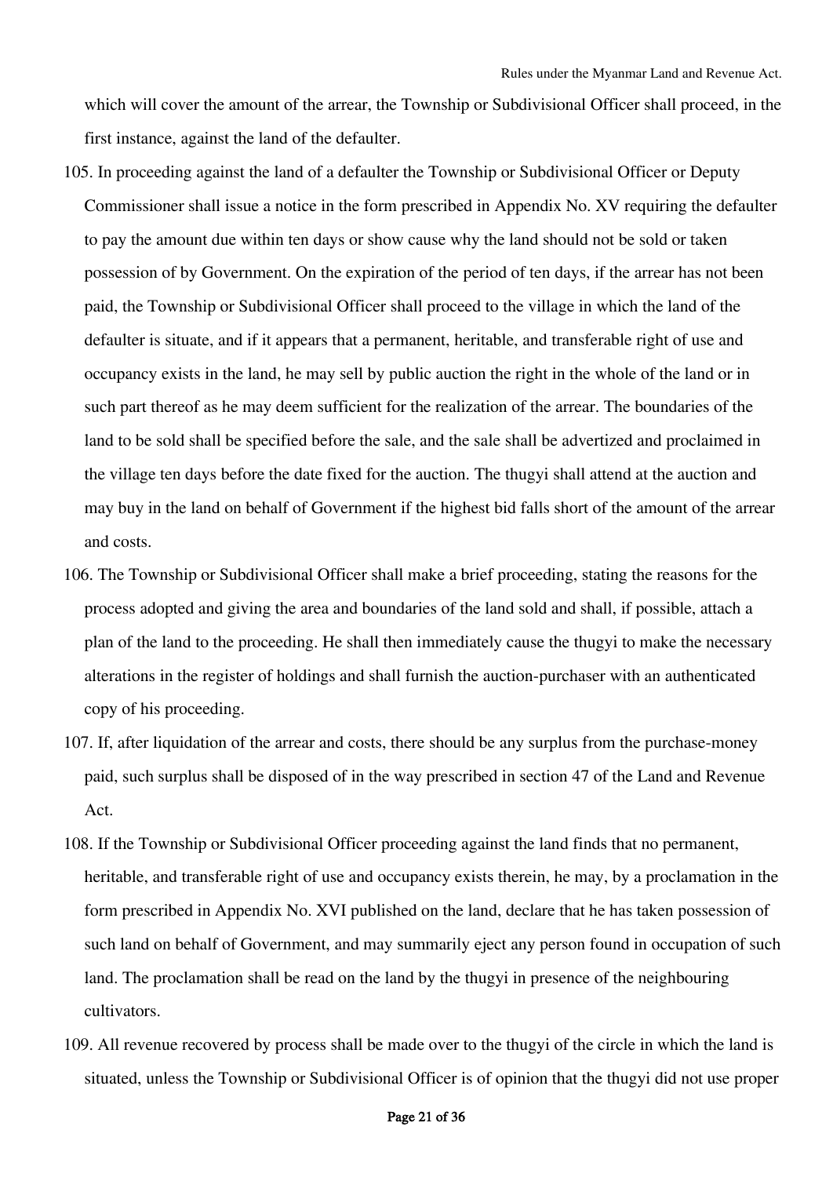which will cover the amount of the arrear, the Township or Subdivisional Officer shall proceed, in the first instance, against the land of the defaulter.

105. In proceeding against the land of a defaulter the Township or Subdivisional Officer or Deputy Commissioner shall issue a notice in the form prescribed in Appendix No. XV requiring the defaulter to pay the amount due within ten days or show cause why the land should not be sold or taken possession of by Government. On the expiration of the period of ten days, if the arrear has not been paid, the Township or Subdivisional Officer shall proceed to the village in which the land of the defaulter is situate, and if it appears that a permanent, heritable, and transferable right of use and occupancy exists in the land, he may sell by public auction the right in the whole of the land or in such part thereof as he may deem sufficient for the realization of the arrear. The boundaries of the land to be sold shall be specified before the sale, and the sale shall be advertized and proclaimed in the village ten days before the date fixed for the auction. The thugyi shall attend at the auction and may buy in the land on behalf of Government if the highest bid falls short of the amount of the arrear and costs.

106. The Township or Subdivisional Officer shall make a brief proceeding, stating the reasons for the process adopted and giving the area and boundaries of the land sold and shall, if possible, attach a plan of the land to the proceeding. He shall then immediately cause the thugyi to make the necessary alterations in the register of holdings and shall furnish the auction-purchaser with an authenticated copy of his proceeding.

107. If, after liquidation of the arrear and costs, there should be any surplus from the purchase-money paid, such surplus shall be disposed of in the way prescribed in section 47 of the Land and Revenue Act.

108. If the Township or Subdivisional Officer proceeding against the land finds that no permanent, heritable, and transferable right of use and occupancy exists therein, he may, by a proclamation in the form prescribed in Appendix No. XVI published on the land, declare that he has taken possession of such land on behalf of Government, and may summarily eject any person found in occupation of such land. The proclamation shall be read on the land by the thugyi in presence of the neighbouring cultivators.

109. All revenue recovered by process shall be made over to the thugyi of the circle in which the land is situated, unless the Township or Subdivisional Officer is of opinion that the thugyi did not use proper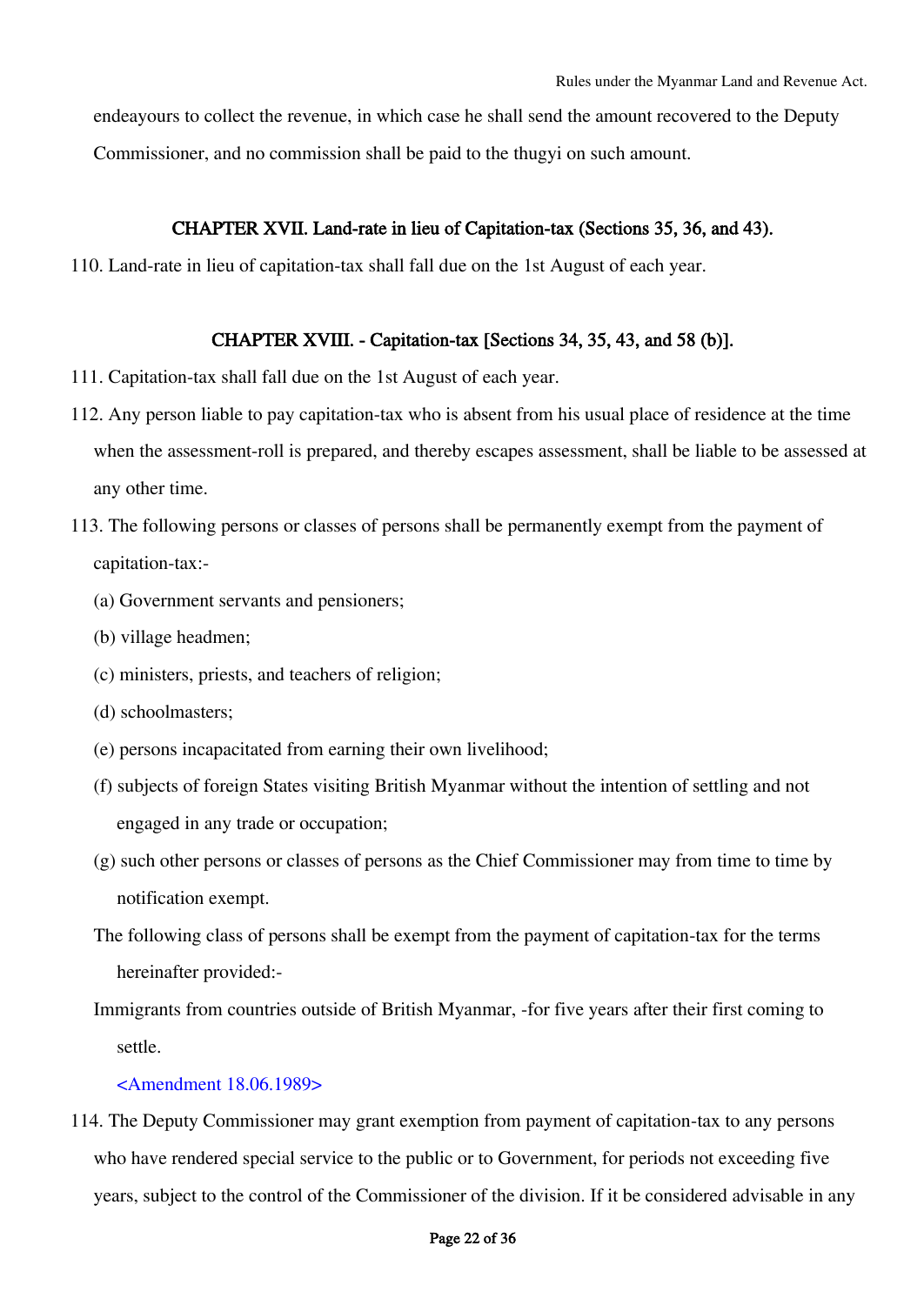endeayours to collect the revenue, in which case he shall send the amount recovered to the Deputy Commissioner, and no commission shall be paid to the thugyi on such amount.

## CHAPTER XVII. Land-rate in lieu of Capitation-tax (Sections 35, 36, and 43).

110. Land-rate in lieu of capitation-tax shall fall due on the 1st August of each year.

## CHAPTER XVIII. - Capitation-tax [Sections 34, 35, 43, and 58 (b)].

111. Capitation-tax shall fall due on the 1st August of each year.

112. Any person liable to pay capitation-tax who is absent from his usual place of residence at the time when the assessment-roll is prepared, and thereby escapes assessment, shall be liable to be assessed at any other time.

113. The following persons or classes of persons shall be permanently exempt from the payment of capitation-tax:-

(a) Government servants and pensioners;

(b) village headmen;

(c) ministers, priests, and teachers of religion;

(d) schoolmasters;

(e) persons incapacitated from earning their own livelihood;

(f) subjects of foreign States visiting British Myanmar without the intention of settling and not engaged in any trade or occupation;

(g) such other persons or classes of persons as the Chief Commissioner may from time to time by notification exempt.

The following class of persons shall be exempt from the payment of capitation-tax for the terms hereinafter provided:-

Immigrants from countries outside of British Myanmar, -for five years after their first coming to settle.

<Amendment 18.06.1989>

114. The Deputy Commissioner may grant exemption from payment of capitation-tax to any persons who have rendered special service to the public or to Government, for periods not exceeding five years, subject to the control of the Commissioner of the division. If it be considered advisable in any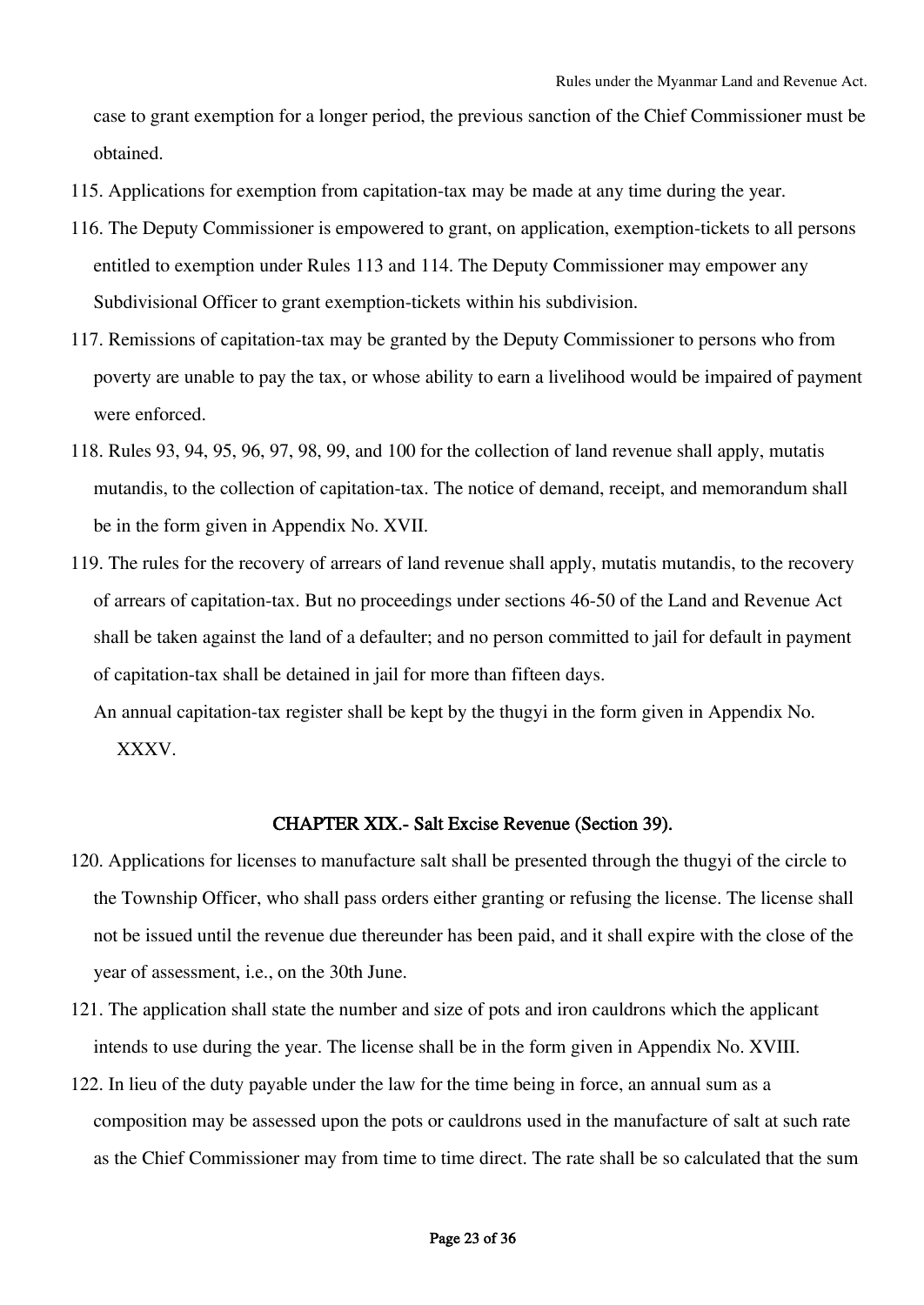case to grant exemption for a longer period, the previous sanction of the Chief Commissioner must be obtained.

115. Applications for exemption from capitation-tax may be made at any time during the year.

116. The Deputy Commissioner is empowered to grant, on application, exemption-tickets to all persons entitled to exemption under Rules 113 and 114. The Deputy Commissioner may empower any Subdivisional Officer to grant exemption-tickets within his subdivision.

117. Remissions of capitation-tax may be granted by the Deputy Commissioner to persons who from poverty are unable to pay the tax, or whose ability to earn a livelihood would be impaired of payment were enforced.

118. Rules 93, 94, 95, 96, 97, 98, 99, and 100 for the collection of land revenue shall apply, mutatis mutandis, to the collection of capitation-tax. The notice of demand, receipt, and memorandum shall be in the form given in Appendix No. XVII.

119. The rules for the recovery of arrears of land revenue shall apply, mutatis mutandis, to the recovery of arrears of capitation-tax. But no proceedings under sections 46-50 of the Land and Revenue Act shall be taken against the land of a defaulter; and no person committed to jail for default in payment of capitation-tax shall be detained in jail for more than fifteen days.

An annual capitation-tax register shall be kept by the thugyi in the form given in Appendix No. XXXV.

## CHAPTER XIX.- Salt Excise Revenue (Section 39).

120. Applications for licenses to manufacture salt shall be presented through the thugyi of the circle to the Township Officer, who shall pass orders either granting or refusing the license. The license shall not be issued until the revenue due thereunder has been paid, and it shall expire with the close of the year of assessment, i.e., on the 30th June.

121. The application shall state the number and size of pots and iron cauldrons which the applicant intends to use during the year. The license shall be in the form given in Appendix No. XVIII.

122. In lieu of the duty payable under the law for the time being in force, an annual sum as a composition may be assessed upon the pots or cauldrons used in the manufacture of salt at such rate as the Chief Commissioner may from time to time direct. The rate shall be so calculated that the sum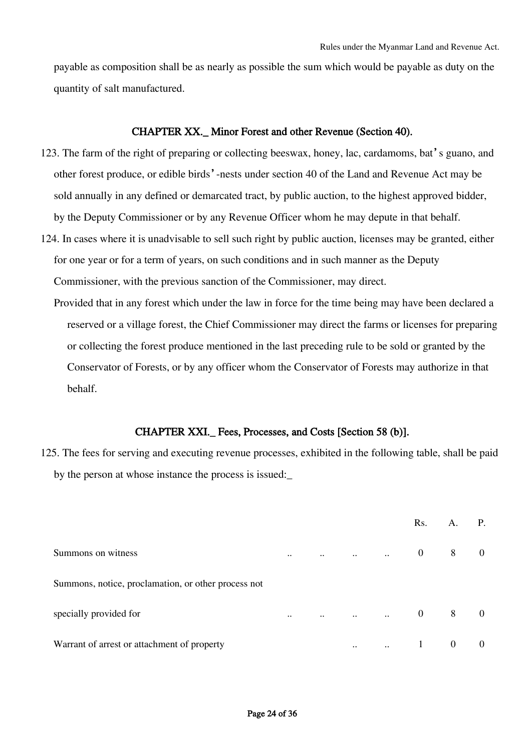payable as composition shall be as nearly as possible the sum which would be payable as duty on the quantity of salt manufactured.

## CHAPTER XX._ Minor Forest and other Revenue (Section 40).

123. The farm of the right of preparing or collecting beeswax, honey, lac, cardamoms, bat's guano, and other forest produce, or edible birds'-nests under section 40 of the Land and Revenue Act may be sold annually in any defined or demarcated tract, by public auction, to the highest approved bidder, by the Deputy Commissioner or by any Revenue Officer whom he may depute in that behalf.

124. In cases where it is unadvisable to sell such right by public auction, licenses may be granted, either for one year or for a term of years, on such conditions and in such manner as the Deputy Commissioner, with the previous sanction of the Commissioner, may direct.

Provided that in any forest which under the law in force for the time being may have been declared a reserved or a village forest, the Chief Commissioner may direct the farms or licenses for preparing or collecting the forest produce mentioned in the last preceding rule to be sold or granted by the Conservator of Forests, or by any officer whom the Conservator of Forests may authorize in that behalf.

## CHAPTER XXI._ Fees, Processes, and Costs [Section 58 (b)].

125. The fees for serving and executing revenue processes, exhibited in the following table, shall be paid by the person at whose instance the process is issued:_

| | Rs. | A. | P. |
|---|---|---|---|
| Summons on witness .. .. .. .. | 0 | 8 | 0 |
| Summons, notice, proclamation, or other process not specially provided for .. .. .. .. | 0 | 8 | 0 |
| Warrant of arrest or attachment of property .. .. | 1 | 0 | 0 |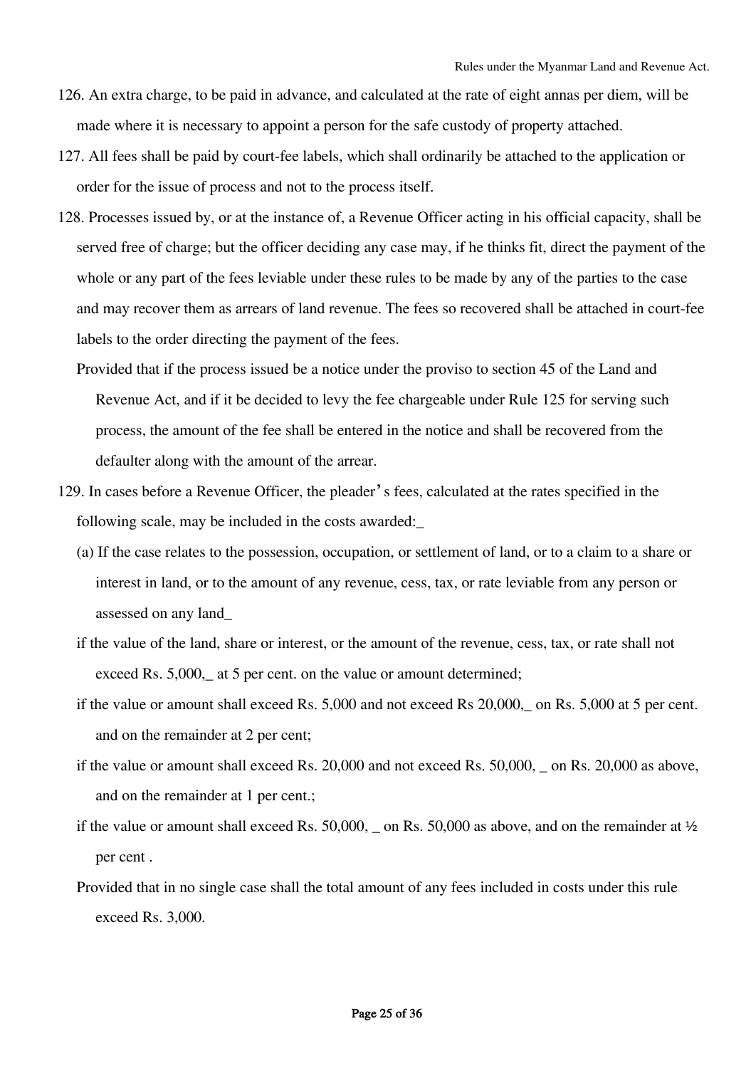126. An extra charge, to be paid in advance, and calculated at the rate of eight annas per diem, will be made where it is necessary to appoint a person for the safe custody of property attached.

127. All fees shall be paid by court-fee labels, which shall ordinarily be attached to the application or order for the issue of process and not to the process itself.

128. Processes issued by, or at the instance of, a Revenue Officer acting in his official capacity, shall be served free of charge; but the officer deciding any case may, if he thinks fit, direct the payment of the whole or any part of the fees leviable under these rules to be made by any of the parties to the case and may recover them as arrears of land revenue. The fees so recovered shall be attached in court-fee labels to the order directing the payment of the fees.

   Provided that if the process issued be a notice under the proviso to section 45 of the Land and Revenue Act, and if it be decided to levy the fee chargeable under Rule 125 for serving such process, the amount of the fee shall be entered in the notice and shall be recovered from the defaulter along with the amount of the arrear.

129. In cases before a Revenue Officer, the pleader's fees, calculated at the rates specified in the following scale, may be included in the costs awarded:_

   (a) If the case relates to the possession, occupation, or settlement of land, or to a claim to a share or interest in land, or to the amount of any revenue, cess, tax, or rate leviable from any person or assessed on any land_

   if the value of the land, share or interest, or the amount of the revenue, cess, tax, or rate shall not exceed Rs. 5,000,_ at 5 per cent. on the value or amount determined;

   if the value or amount shall exceed Rs. 5,000 and not exceed Rs 20,000,_ on Rs. 5,000 at 5 per cent. and on the remainder at 2 per cent;

   if the value or amount shall exceed Rs. 20,000 and not exceed Rs. 50,000, _ on Rs. 20,000 as above, and on the remainder at 1 per cent.;

   if the value or amount shall exceed Rs. 50,000, _ on Rs. 50,000 as above, and on the remainder at ½ per cent .

   Provided that in no single case shall the total amount of any fees included in costs under this rule exceed Rs. 3,000.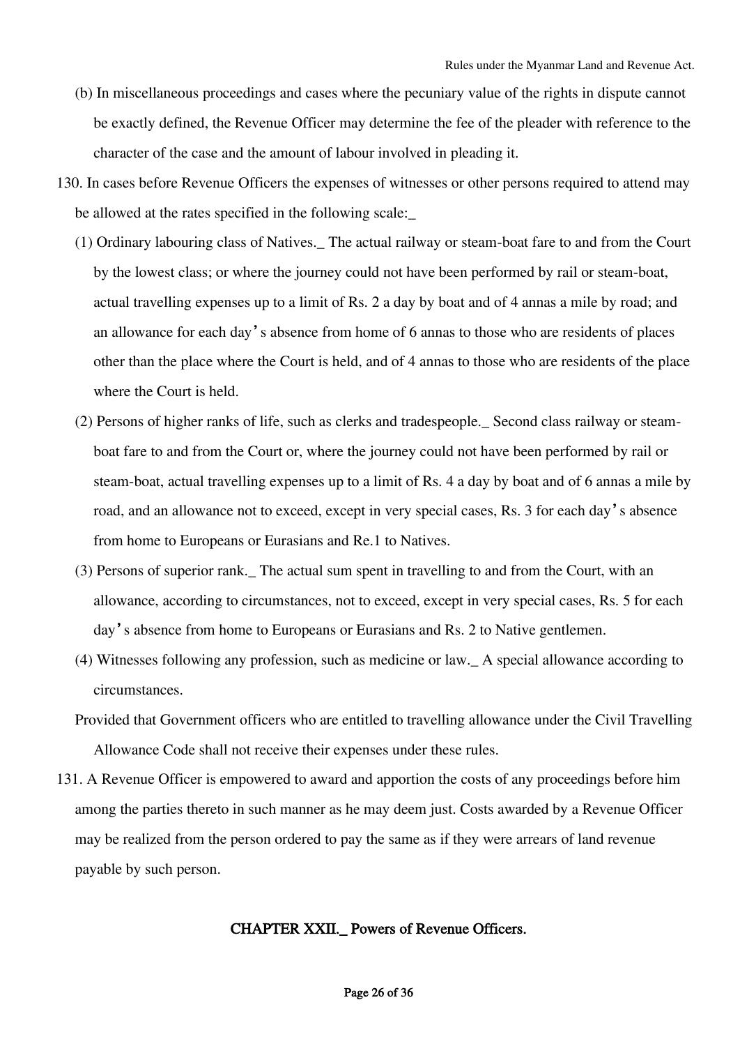(b) In miscellaneous proceedings and cases where the pecuniary value of the rights in dispute cannot be exactly defined, the Revenue Officer may determine the fee of the pleader with reference to the character of the case and the amount of labour involved in pleading it.

130. In cases before Revenue Officers the expenses of witnesses or other persons required to attend may be allowed at the rates specified in the following scale:_

(1) Ordinary labouring class of Natives._ The actual railway or steam-boat fare to and from the Court by the lowest class; or where the journey could not have been performed by rail or steam-boat, actual travelling expenses up to a limit of Rs. 2 a day by boat and of 4 annas a mile by road; and an allowance for each day's absence from home of 6 annas to those who are residents of places other than the place where the Court is held, and of 4 annas to those who are residents of the place where the Court is held.

(2) Persons of higher ranks of life, such as clerks and tradespeople._ Second class railway or steam-boat fare to and from the Court or, where the journey could not have been performed by rail or steam-boat, actual travelling expenses up to a limit of Rs. 4 a day by boat and of 6 annas a mile by road, and an allowance not to exceed, except in very special cases, Rs. 3 for each day's absence from home to Europeans or Eurasians and Re.1 to Natives.

(3) Persons of superior rank._ The actual sum spent in travelling to and from the Court, with an allowance, according to circumstances, not to exceed, except in very special cases, Rs. 5 for each day's absence from home to Europeans or Eurasians and Rs. 2 to Native gentlemen.

(4) Witnesses following any profession, such as medicine or law._ A special allowance according to circumstances.

Provided that Government officers who are entitled to travelling allowance under the Civil Travelling Allowance Code shall not receive their expenses under these rules.

131. A Revenue Officer is empowered to award and apportion the costs of any proceedings before him among the parties thereto in such manner as he may deem just. Costs awarded by a Revenue Officer may be realized from the person ordered to pay the same as if they were arrears of land revenue payable by such person.

## CHAPTER XXII._ Powers of Revenue Officers.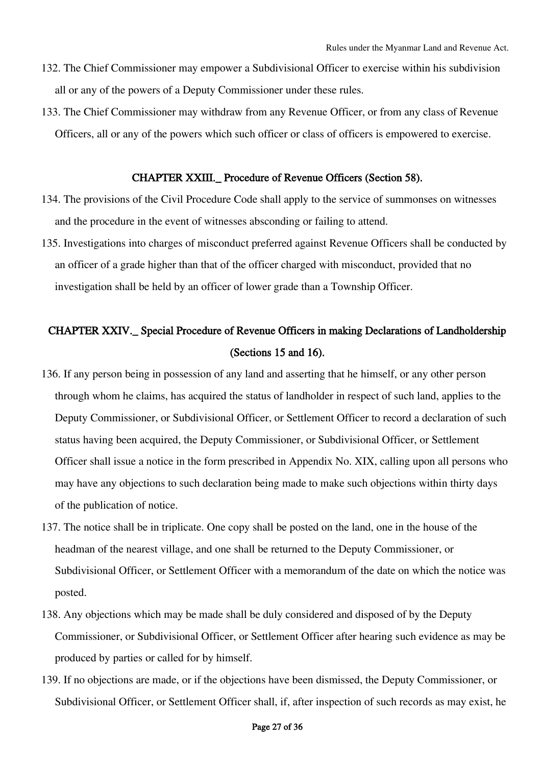132. The Chief Commissioner may empower a Subdivisional Officer to exercise within his subdivision all or any of the powers of a Deputy Commissioner under these rules.

133. The Chief Commissioner may withdraw from any Revenue Officer, or from any class of Revenue Officers, all or any of the powers which such officer or class of officers is empowered to exercise.

## CHAPTER XXIII._ Procedure of Revenue Officers (Section 58).

134. The provisions of the Civil Procedure Code shall apply to the service of summonses on witnesses and the procedure in the event of witnesses absconding or failing to attend.

135. Investigations into charges of misconduct preferred against Revenue Officers shall be conducted by an officer of a grade higher than that of the officer charged with misconduct, provided that no investigation shall be held by an officer of lower grade than a Township Officer.

## CHAPTER XXIV._ Special Procedure of Revenue Officers in making Declarations of Landholdership (Sections 15 and 16).

136. If any person being in possession of any land and asserting that he himself, or any other person through whom he claims, has acquired the status of landholder in respect of such land, applies to the Deputy Commissioner, or Subdivisional Officer, or Settlement Officer to record a declaration of such status having been acquired, the Deputy Commissioner, or Subdivisional Officer, or Settlement Officer shall issue a notice in the form prescribed in Appendix No. XIX, calling upon all persons who may have any objections to such declaration being made to make such objections within thirty days of the publication of notice.

137. The notice shall be in triplicate. One copy shall be posted on the land, one in the house of the headman of the nearest village, and one shall be returned to the Deputy Commissioner, or Subdivisional Officer, or Settlement Officer with a memorandum of the date on which the notice was posted.

138. Any objections which may be made shall be duly considered and disposed of by the Deputy Commissioner, or Subdivisional Officer, or Settlement Officer after hearing such evidence as may be produced by parties or called for by himself.

139. If no objections are made, or if the objections have been dismissed, the Deputy Commissioner, or Subdivisional Officer, or Settlement Officer shall, if, after inspection of such records as may exist, he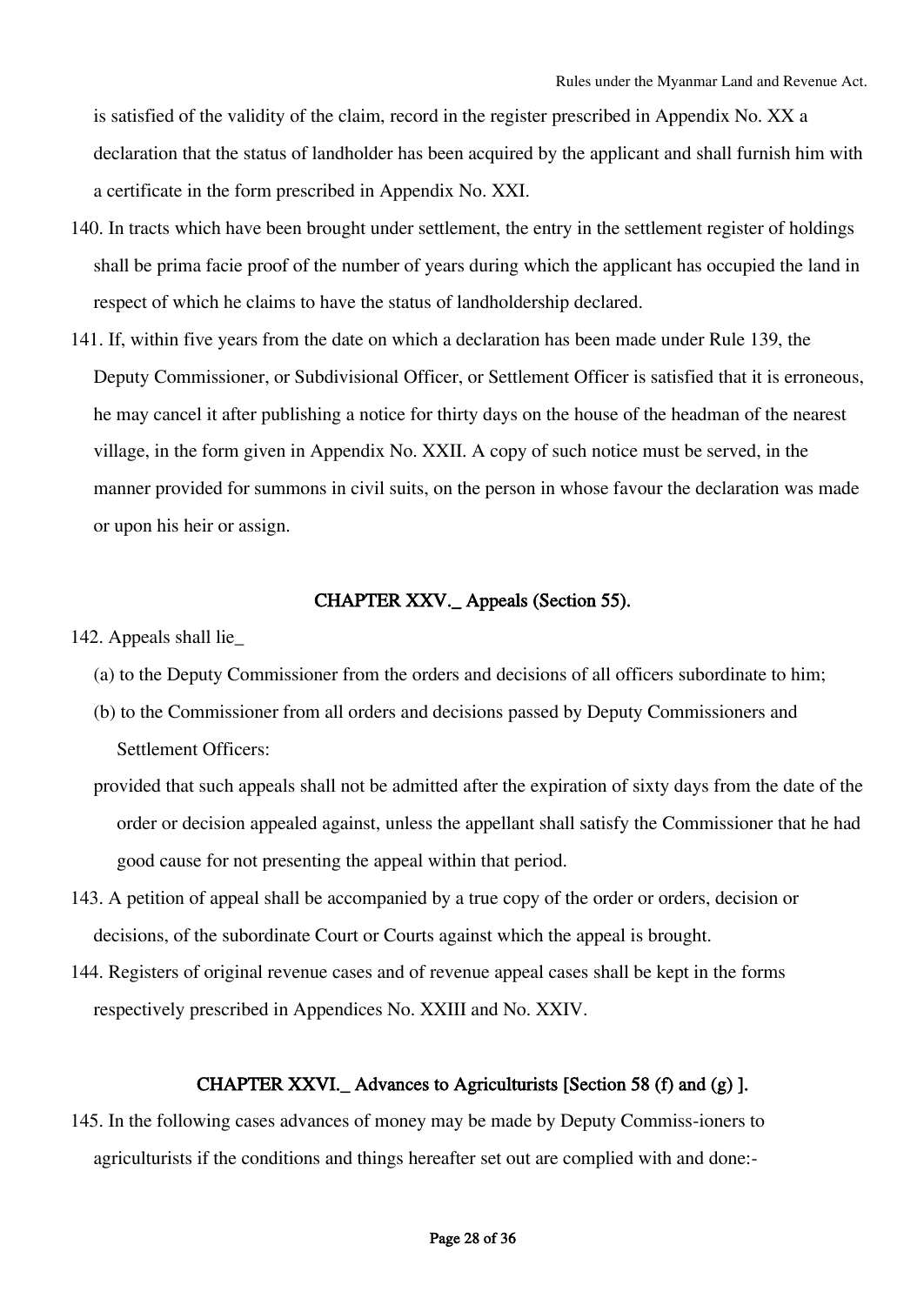is satisfied of the validity of the claim, record in the register prescribed in Appendix No. XX a declaration that the status of landholder has been acquired by the applicant and shall furnish him with a certificate in the form prescribed in Appendix No. XXI.

140. In tracts which have been brought under settlement, the entry in the settlement register of holdings shall be prima facie proof of the number of years during which the applicant has occupied the land in respect of which he claims to have the status of landholdership declared.

141. If, within five years from the date on which a declaration has been made under Rule 139, the Deputy Commissioner, or Subdivisional Officer, or Settlement Officer is satisfied that it is erroneous, he may cancel it after publishing a notice for thirty days on the house of the headman of the nearest village, in the form given in Appendix No. XXII. A copy of such notice must be served, in the manner provided for summons in civil suits, on the person in whose favour the declaration was made or upon his heir or assign.

## CHAPTER XXV._ Appeals (Section 55).

142. Appeals shall lie_

(a) to the Deputy Commissioner from the orders and decisions of all officers subordinate to him;

(b) to the Commissioner from all orders and decisions passed by Deputy Commissioners and Settlement Officers:

provided that such appeals shall not be admitted after the expiration of sixty days from the date of the order or decision appealed against, unless the appellant shall satisfy the Commissioner that he had good cause for not presenting the appeal within that period.

143. A petition of appeal shall be accompanied by a true copy of the order or orders, decision or decisions, of the subordinate Court or Courts against which the appeal is brought.

144. Registers of original revenue cases and of revenue appeal cases shall be kept in the forms respectively prescribed in Appendices No. XXIII and No. XXIV.

## CHAPTER XXVI._ Advances to Agriculturists [Section 58 (f) and (g) ].

145. In the following cases advances of money may be made by Deputy Commiss-ioners to agriculturists if the conditions and things hereafter set out are complied with and done:-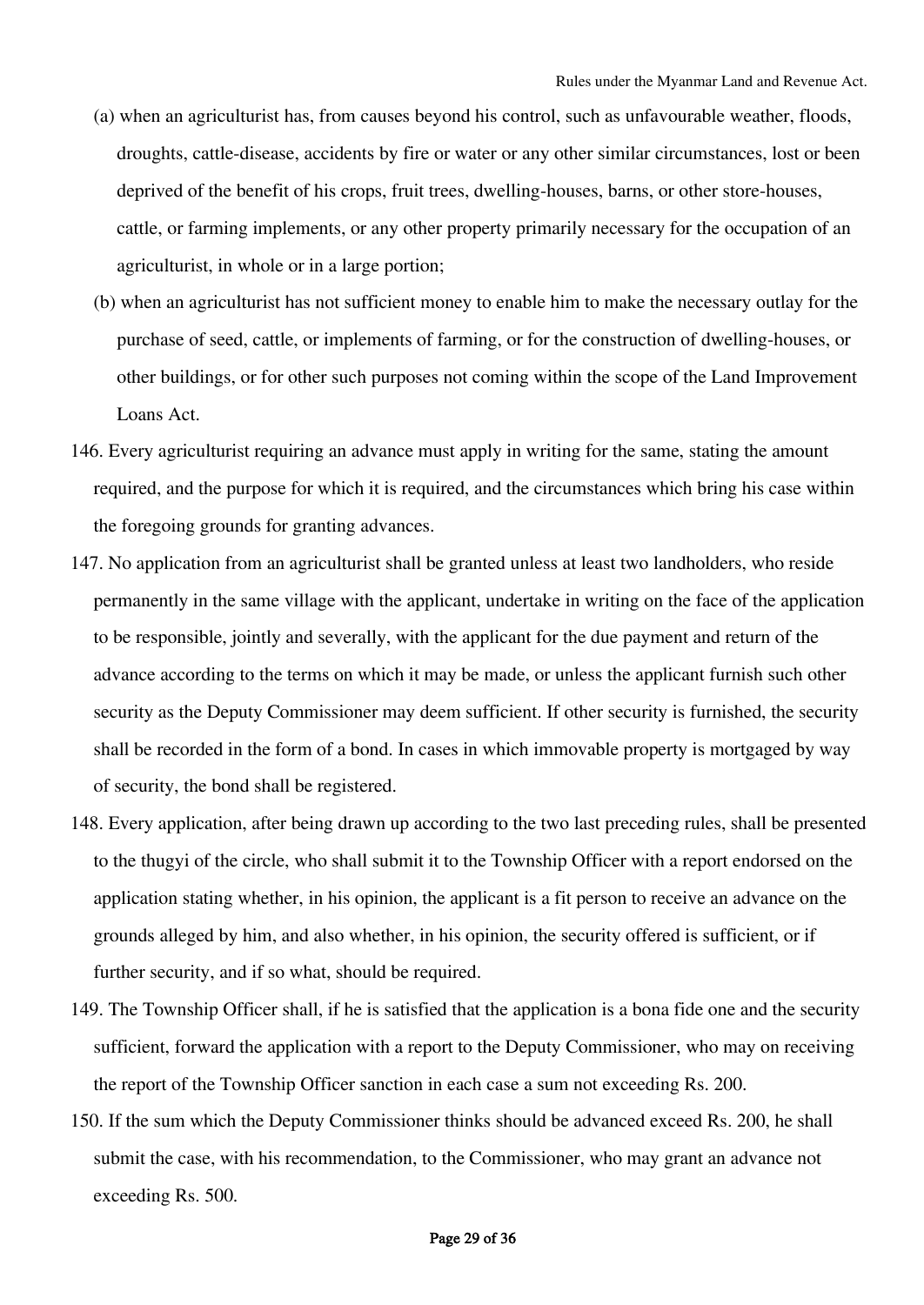(a) when an agriculturist has, from causes beyond his control, such as unfavourable weather, floods, droughts, cattle-disease, accidents by fire or water or any other similar circumstances, lost or been deprived of the benefit of his crops, fruit trees, dwelling-houses, barns, or other store-houses, cattle, or farming implements, or any other property primarily necessary for the occupation of an agriculturist, in whole or in a large portion;

(b) when an agriculturist has not sufficient money to enable him to make the necessary outlay for the purchase of seed, cattle, or implements of farming, or for the construction of dwelling-houses, or other buildings, or for other such purposes not coming within the scope of the Land Improvement Loans Act.

146. Every agriculturist requiring an advance must apply in writing for the same, stating the amount required, and the purpose for which it is required, and the circumstances which bring his case within the foregoing grounds for granting advances.

147. No application from an agriculturist shall be granted unless at least two landholders, who reside permanently in the same village with the applicant, undertake in writing on the face of the application to be responsible, jointly and severally, with the applicant for the due payment and return of the advance according to the terms on which it may be made, or unless the applicant furnish such other security as the Deputy Commissioner may deem sufficient. If other security is furnished, the security shall be recorded in the form of a bond. In cases in which immovable property is mortgaged by way of security, the bond shall be registered.

148. Every application, after being drawn up according to the two last preceding rules, shall be presented to the thugyi of the circle, who shall submit it to the Township Officer with a report endorsed on the application stating whether, in his opinion, the applicant is a fit person to receive an advance on the grounds alleged by him, and also whether, in his opinion, the security offered is sufficient, or if further security, and if so what, should be required.

149. The Township Officer shall, if he is satisfied that the application is a bona fide one and the security sufficient, forward the application with a report to the Deputy Commissioner, who may on receiving the report of the Township Officer sanction in each case a sum not exceeding Rs. 200.

150. If the sum which the Deputy Commissioner thinks should be advanced exceed Rs. 200, he shall submit the case, with his recommendation, to the Commissioner, who may grant an advance not exceeding Rs. 500.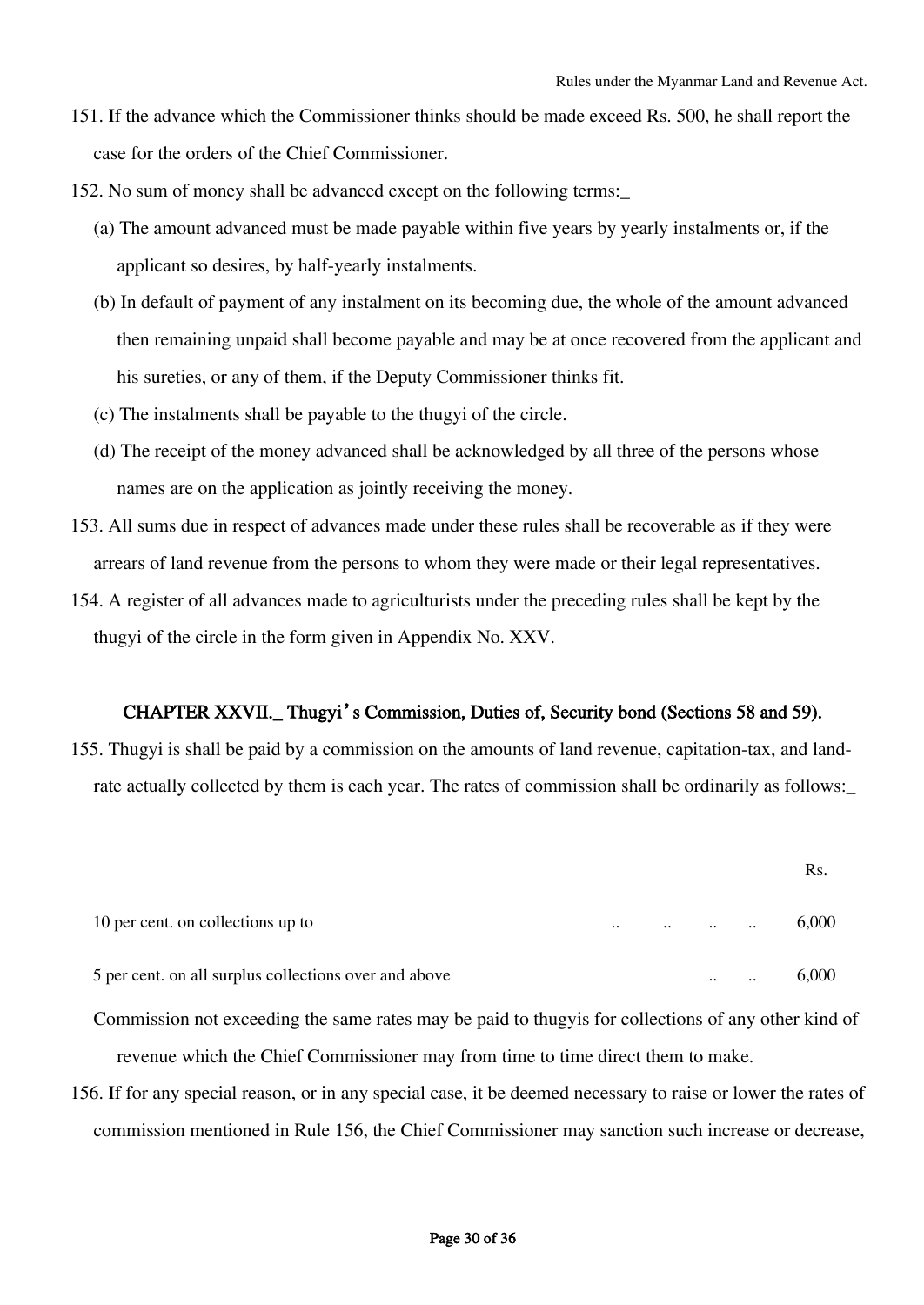151. If the advance which the Commissioner thinks should be made exceed Rs. 500, he shall report the case for the orders of the Chief Commissioner.

152. No sum of money shall be advanced except on the following terms:_

(a) The amount advanced must be made payable within five years by yearly instalments or, if the applicant so desires, by half-yearly instalments.

(b) In default of payment of any instalment on its becoming due, the whole of the amount advanced then remaining unpaid shall become payable and may be at once recovered from the applicant and his sureties, or any of them, if the Deputy Commissioner thinks fit.

(c) The instalments shall be payable to the thugyi of the circle.

(d) The receipt of the money advanced shall be acknowledged by all three of the persons whose names are on the application as jointly receiving the money.

153. All sums due in respect of advances made under these rules shall be recoverable as if they were arrears of land revenue from the persons to whom they were made or their legal representatives.

154. A register of all advances made to agriculturists under the preceding rules shall be kept by the thugyi of the circle in the form given in Appendix No. XXV.

## CHAPTER XXVII._ Thugyi's Commission, Duties of, Security bond (Sections 58 and 59).

155. Thugyi is shall be paid by a commission on the amounts of land revenue, capitation-tax, and land-rate actually collected by them is each year. The rates of commission shall be ordinarily as follows:_

| | Rs. |
|---|---|
| 10 per cent. on collections up to .. .. .. .. | 6,000 |
| 5 per cent. on all surplus collections over and above .. .. | 6,000 |

Commission not exceeding the same rates may be paid to thugyis for collections of any other kind of revenue which the Chief Commissioner may from time to time direct them to make.

156. If for any special reason, or in any special case, it be deemed necessary to raise or lower the rates of commission mentioned in Rule 156, the Chief Commissioner may sanction such increase or decrease,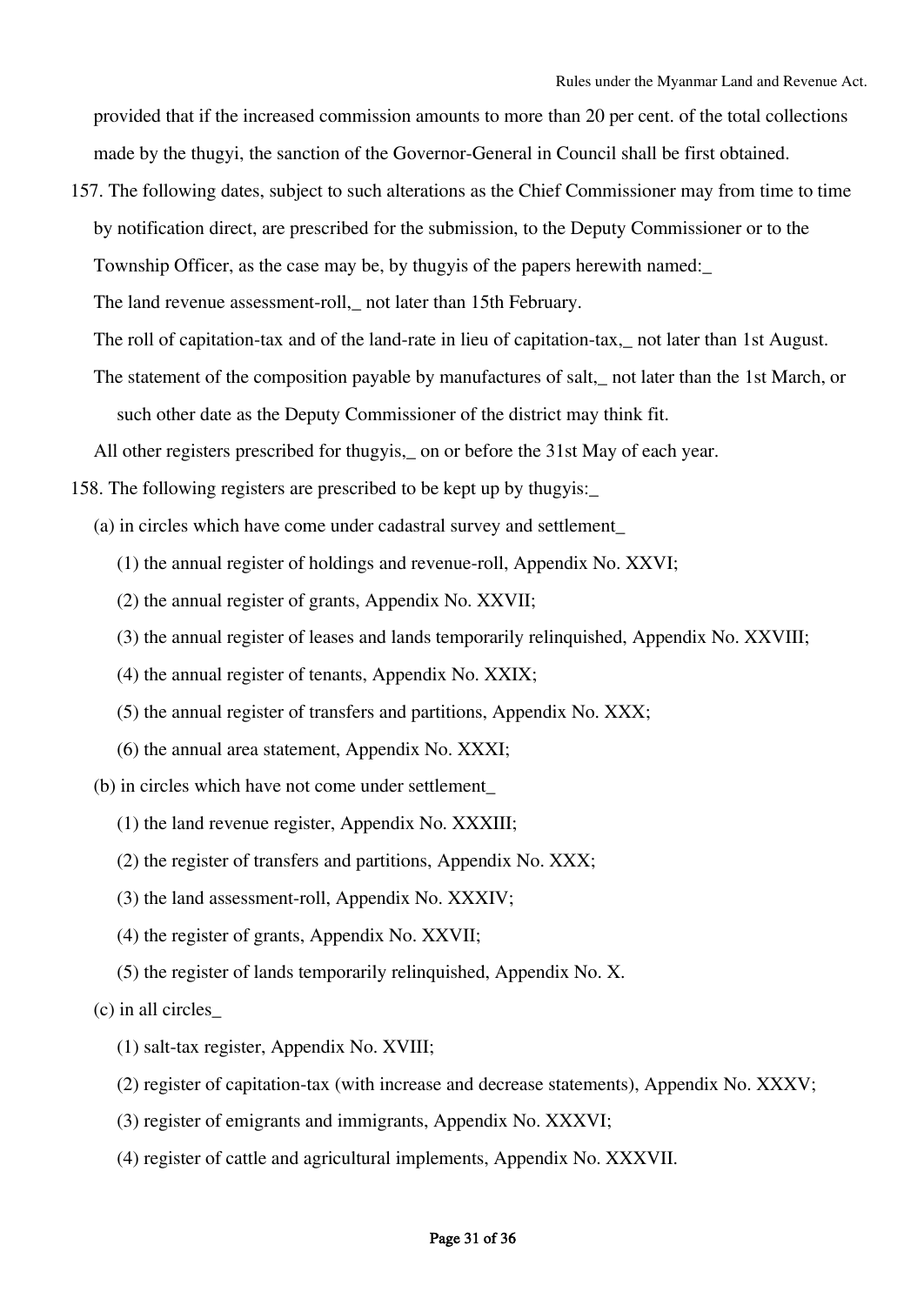provided that if the increased commission amounts to more than 20 per cent. of the total collections made by the thugyi, the sanction of the Governor-General in Council shall be first obtained.

157. The following dates, subject to such alterations as the Chief Commissioner may from time to time by notification direct, are prescribed for the submission, to the Deputy Commissioner or to the Township Officer, as the case may be, by thugyis of the papers herewith named:_

The land revenue assessment-roll,_ not later than 15th February.

The roll of capitation-tax and of the land-rate in lieu of capitation-tax,_ not later than 1st August.

The statement of the composition payable by manufactures of salt,_ not later than the 1st March, or such other date as the Deputy Commissioner of the district may think fit.

All other registers prescribed for thugyis,_ on or before the 31st May of each year.

158. The following registers are prescribed to be kept up by thugyis:_

(a) in circles which have come under cadastral survey and settlement_

(1) the annual register of holdings and revenue-roll, Appendix No. XXVI;

(2) the annual register of grants, Appendix No. XXVII;

(3) the annual register of leases and lands temporarily relinquished, Appendix No. XXVIII;

(4) the annual register of tenants, Appendix No. XXIX;

(5) the annual register of transfers and partitions, Appendix No. XXX;

(6) the annual area statement, Appendix No. XXXI;

(b) in circles which have not come under settlement_

(1) the land revenue register, Appendix No. XXXIII;

(2) the register of transfers and partitions, Appendix No. XXX;

(3) the land assessment-roll, Appendix No. XXXIV;

(4) the register of grants, Appendix No. XXVII;

(5) the register of lands temporarily relinquished, Appendix No. X.

(c) in all circles_

(1) salt-tax register, Appendix No. XVIII;

(2) register of capitation-tax (with increase and decrease statements), Appendix No. XXXV;

(3) register of emigrants and immigrants, Appendix No. XXXVI;

(4) register of cattle and agricultural implements, Appendix No. XXXVII.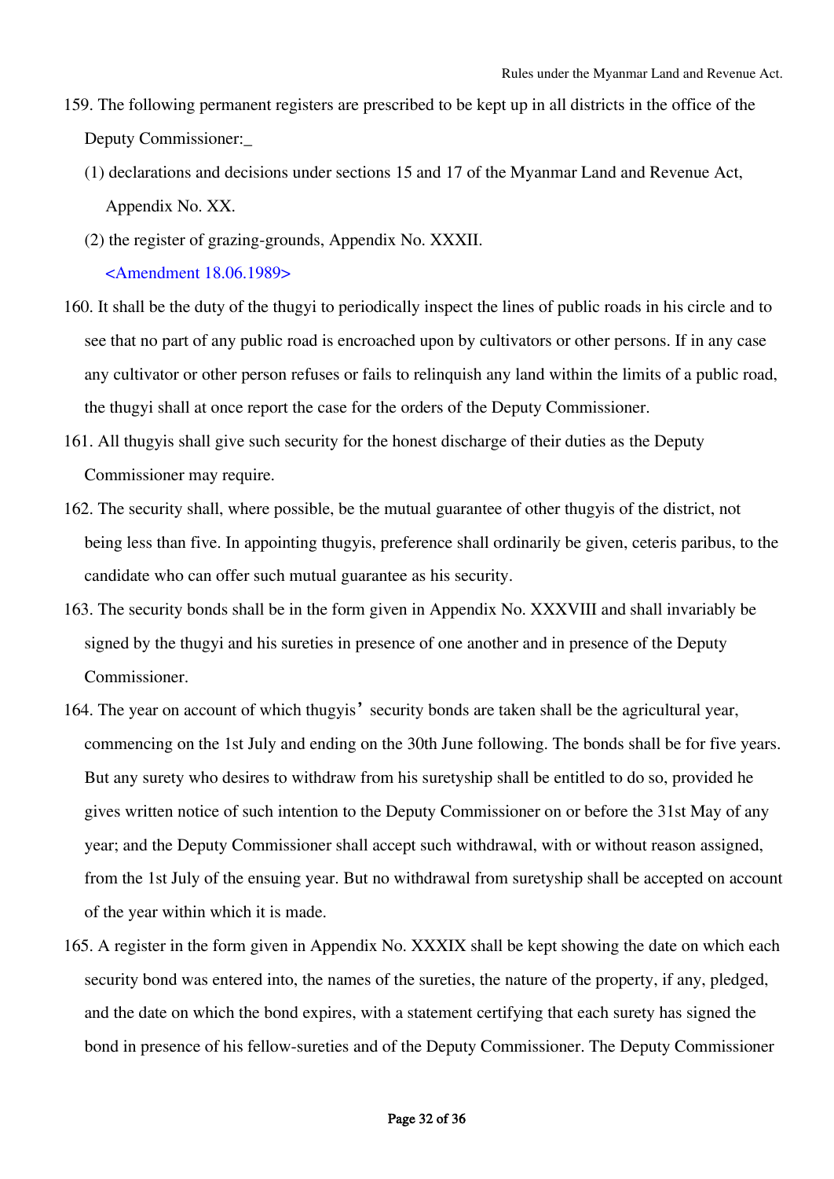159. The following permanent registers are prescribed to be kept up in all districts in the office of the Deputy Commissioner:_

   (1) declarations and decisions under sections 15 and 17 of the Myanmar Land and Revenue Act, Appendix No. XX.

   (2) the register of grazing-grounds, Appendix No. XXXII.

   <Amendment 18.06.1989>

160. It shall be the duty of the thugyi to periodically inspect the lines of public roads in his circle and to see that no part of any public road is encroached upon by cultivators or other persons. If in any case any cultivator or other person refuses or fails to relinquish any land within the limits of a public road, the thugyi shall at once report the case for the orders of the Deputy Commissioner.

161. All thugyis shall give such security for the honest discharge of their duties as the Deputy Commissioner may require.

162. The security shall, where possible, be the mutual guarantee of other thugyis of the district, not being less than five. In appointing thugyis, preference shall ordinarily be given, ceteris paribus, to the candidate who can offer such mutual guarantee as his security.

163. The security bonds shall be in the form given in Appendix No. XXXVIII and shall invariably be signed by the thugyi and his sureties in presence of one another and in presence of the Deputy Commissioner.

164. The year on account of which thugyis' security bonds are taken shall be the agricultural year, commencing on the 1st July and ending on the 30th June following. The bonds shall be for five years. But any surety who desires to withdraw from his suretyship shall be entitled to do so, provided he gives written notice of such intention to the Deputy Commissioner on or before the 31st May of any year; and the Deputy Commissioner shall accept such withdrawal, with or without reason assigned, from the 1st July of the ensuing year. But no withdrawal from suretyship shall be accepted on account of the year within which it is made.

165. A register in the form given in Appendix No. XXXIX shall be kept showing the date on which each security bond was entered into, the names of the sureties, the nature of the property, if any, pledged, and the date on which the bond expires, with a statement certifying that each surety has signed the bond in presence of his fellow-sureties and of the Deputy Commissioner. The Deputy Commissioner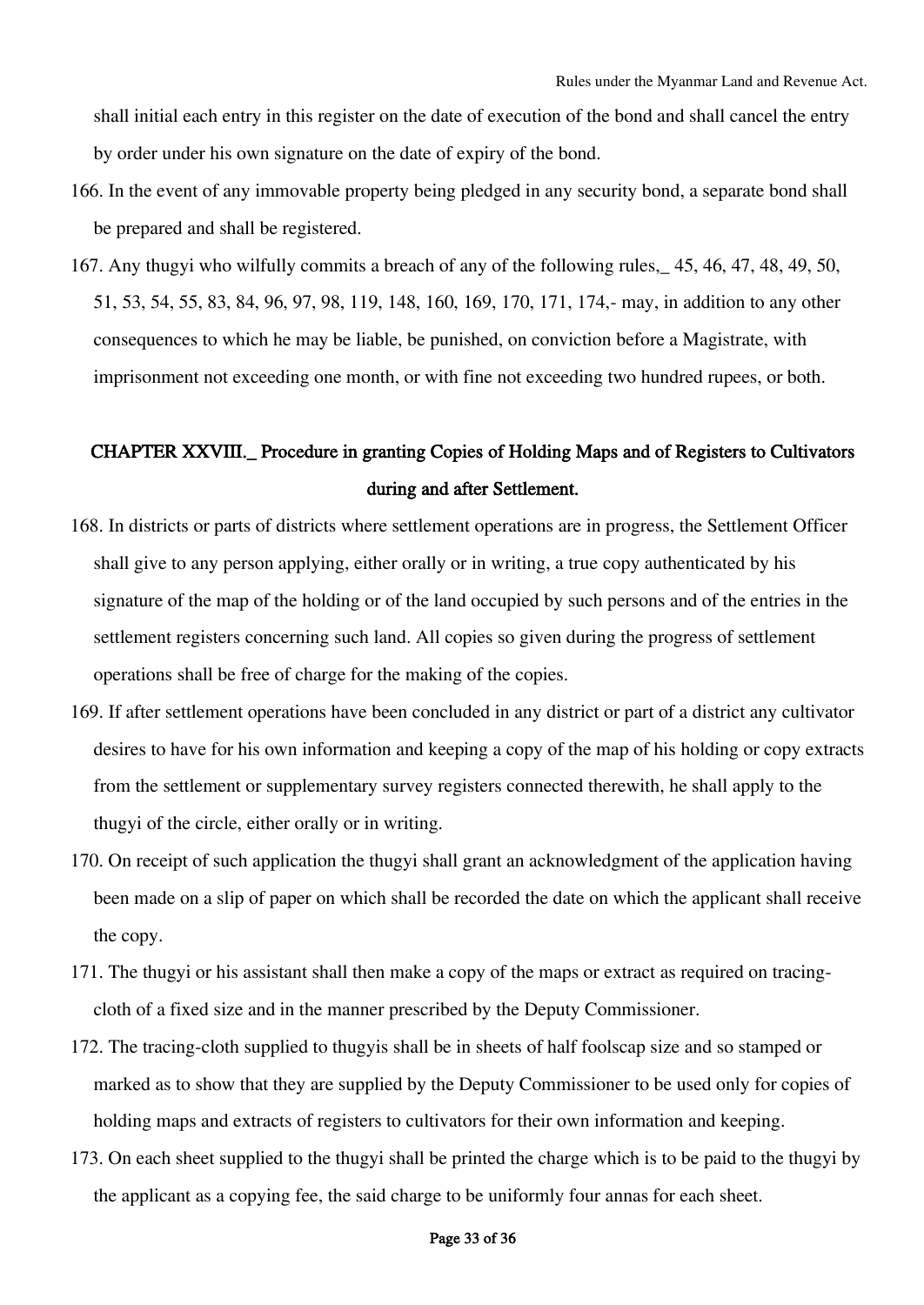shall initial each entry in this register on the date of execution of the bond and shall cancel the entry by order under his own signature on the date of expiry of the bond.

166. In the event of any immovable property being pledged in any security bond, a separate bond shall be prepared and shall be registered.

167. Any thugyi who wilfully commits a breach of any of the following rules,_ 45, 46, 47, 48, 49, 50, 51, 53, 54, 55, 83, 84, 96, 97, 98, 119, 148, 160, 169, 170, 171, 174,- may, in addition to any other consequences to which he may be liable, be punished, on conviction before a Magistrate, with imprisonment not exceeding one month, or with fine not exceeding two hundred rupees, or both.

## CHAPTER XXVIII._ Procedure in granting Copies of Holding Maps and of Registers to Cultivators during and after Settlement.

168. In districts or parts of districts where settlement operations are in progress, the Settlement Officer shall give to any person applying, either orally or in writing, a true copy authenticated by his signature of the map of the holding or of the land occupied by such persons and of the entries in the settlement registers concerning such land. All copies so given during the progress of settlement operations shall be free of charge for the making of the copies.

169. If after settlement operations have been concluded in any district or part of a district any cultivator desires to have for his own information and keeping a copy of the map of his holding or copy extracts from the settlement or supplementary survey registers connected therewith, he shall apply to the thugyi of the circle, either orally or in writing.

170. On receipt of such application the thugyi shall grant an acknowledgment of the application having been made on a slip of paper on which shall be recorded the date on which the applicant shall receive the copy.

171. The thugyi or his assistant shall then make a copy of the maps or extract as required on tracing-cloth of a fixed size and in the manner prescribed by the Deputy Commissioner.

172. The tracing-cloth supplied to thugyis shall be in sheets of half foolscap size and so stamped or marked as to show that they are supplied by the Deputy Commissioner to be used only for copies of holding maps and extracts of registers to cultivators for their own information and keeping.

173. On each sheet supplied to the thugyi shall be printed the charge which is to be paid to the thugyi by the applicant as a copying fee, the said charge to be uniformly four annas for each sheet.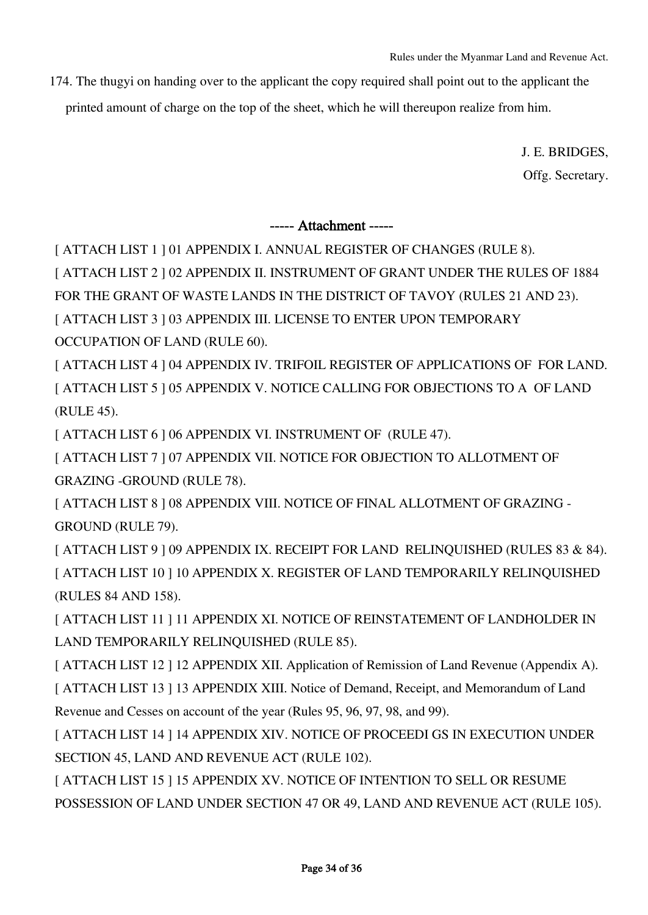174. The thugyi on handing over to the applicant the copy required shall point out to the applicant the printed amount of charge on the top of the sheet, which he will thereupon realize from him.

J. E. BRIDGES,
Offg. Secretary.

----- Attachment -----

[ ATTACH LIST 1 ] 01 APPENDIX I. ANNUAL REGISTER OF CHANGES (RULE 8).

[ ATTACH LIST 2 ] 02 APPENDIX II. INSTRUMENT OF GRANT UNDER THE RULES OF 1884 FOR THE GRANT OF WASTE LANDS IN THE DISTRICT OF TAVOY (RULES 21 AND 23).

[ ATTACH LIST 3 ] 03 APPENDIX III. LICENSE TO ENTER UPON TEMPORARY OCCUPATION OF LAND (RULE 60).

[ ATTACH LIST 4 ] 04 APPENDIX IV. TRIFOIL REGISTER OF APPLICATIONS OF  FOR LAND.

[ ATTACH LIST 5 ] 05 APPENDIX V. NOTICE CALLING FOR OBJECTIONS TO A  OF LAND (RULE 45).

[ ATTACH LIST 6 ] 06 APPENDIX VI. INSTRUMENT OF  (RULE 47).

[ ATTACH LIST 7 ] 07 APPENDIX VII. NOTICE FOR OBJECTION TO ALLOTMENT OF GRAZING -GROUND (RULE 78).

[ ATTACH LIST 8 ] 08 APPENDIX VIII. NOTICE OF FINAL ALLOTMENT OF GRAZING -GROUND (RULE 79).

[ ATTACH LIST 9 ] 09 APPENDIX IX. RECEIPT FOR LAND  RELINQUISHED (RULES 83 & 84).

[ ATTACH LIST 10 ] 10 APPENDIX X. REGISTER OF LAND TEMPORARILY RELINQUISHED (RULES 84 AND 158).

[ ATTACH LIST 11 ] 11 APPENDIX XI. NOTICE OF REINSTATEMENT OF LANDHOLDER IN LAND TEMPORARILY RELINQUISHED (RULE 85).

[ ATTACH LIST 12 ] 12 APPENDIX XII. Application of Remission of Land Revenue (Appendix A).

[ ATTACH LIST 13 ] 13 APPENDIX XIII. Notice of Demand, Receipt, and Memorandum of Land Revenue and Cesses on account of the year (Rules 95, 96, 97, 98, and 99).

[ ATTACH LIST 14 ] 14 APPENDIX XIV. NOTICE OF PROCEEDI GS IN EXECUTION UNDER SECTION 45, LAND AND REVENUE ACT (RULE 102).

[ ATTACH LIST 15 ] 15 APPENDIX XV. NOTICE OF INTENTION TO SELL OR RESUME POSSESSION OF LAND UNDER SECTION 47 OR 49, LAND AND REVENUE ACT (RULE 105).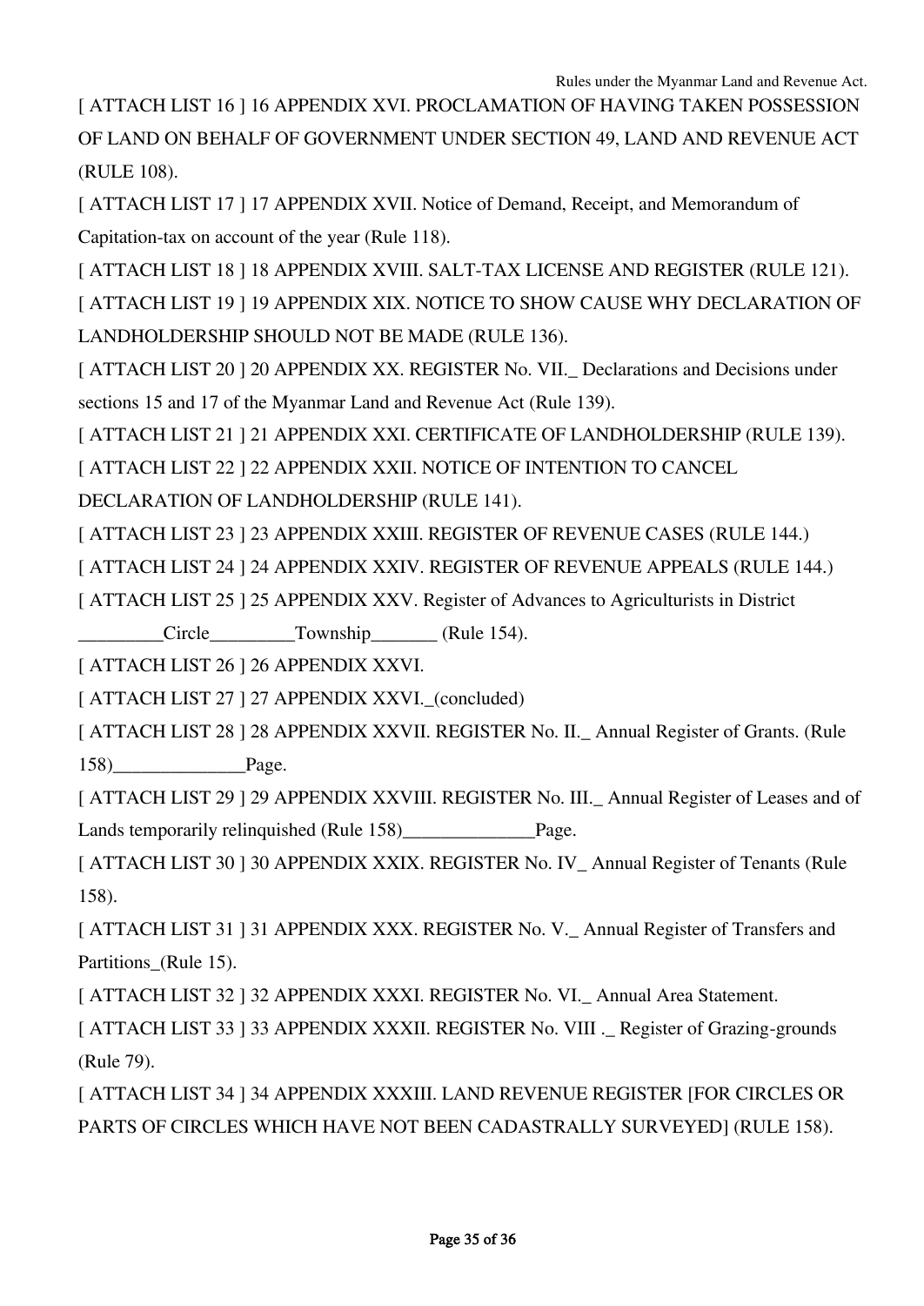[ ATTACH LIST 16 ] 16 APPENDIX XVI. PROCLAMATION OF HAVING TAKEN POSSESSION OF LAND ON BEHALF OF GOVERNMENT UNDER SECTION 49, LAND AND REVENUE ACT (RULE 108).

[ ATTACH LIST 17 ] 17 APPENDIX XVII. Notice of Demand, Receipt, and Memorandum of Capitation-tax on account of the year (Rule 118).

[ ATTACH LIST 18 ] 18 APPENDIX XVIII. SALT-TAX LICENSE AND REGISTER (RULE 121).

[ ATTACH LIST 19 ] 19 APPENDIX XIX. NOTICE TO SHOW CAUSE WHY DECLARATION OF LANDHOLDERSHIP SHOULD NOT BE MADE (RULE 136).

[ ATTACH LIST 20 ] 20 APPENDIX XX. REGISTER No. VII._ Declarations and Decisions under sections 15 and 17 of the Myanmar Land and Revenue Act (Rule 139).

[ ATTACH LIST 21 ] 21 APPENDIX XXI. CERTIFICATE OF LANDHOLDERSHIP (RULE 139).

[ ATTACH LIST 22 ] 22 APPENDIX XXII. NOTICE OF INTENTION TO CANCEL DECLARATION OF LANDHOLDERSHIP (RULE 141).

[ ATTACH LIST 23 ] 23 APPENDIX XXIII. REGISTER OF REVENUE CASES (RULE 144.)

[ ATTACH LIST 24 ] 24 APPENDIX XXIV. REGISTER OF REVENUE APPEALS (RULE 144.)

[ ATTACH LIST 25 ] 25 APPENDIX XXV. Register of Advances to Agriculturists in District _________Circle_________Township_______ (Rule 154).

[ ATTACH LIST 26 ] 26 APPENDIX XXVI.

[ ATTACH LIST 27 ] 27 APPENDIX XXVI._(concluded)

[ ATTACH LIST 28 ] 28 APPENDIX XXVII. REGISTER No. II._ Annual Register of Grants. (Rule 158)______________Page.

[ ATTACH LIST 29 ] 29 APPENDIX XXVIII. REGISTER No. III._ Annual Register of Leases and of Lands temporarily relinquished (Rule 158)______________Page.

[ ATTACH LIST 30 ] 30 APPENDIX XXIX. REGISTER No. IV_ Annual Register of Tenants (Rule 158).

[ ATTACH LIST 31 ] 31 APPENDIX XXX. REGISTER No. V._ Annual Register of Transfers and Partitions_(Rule 15).

[ ATTACH LIST 32 ] 32 APPENDIX XXXI. REGISTER No. VI._ Annual Area Statement.

[ ATTACH LIST 33 ] 33 APPENDIX XXXII. REGISTER No. VIII ._ Register of Grazing-grounds (Rule 79).

[ ATTACH LIST 34 ] 34 APPENDIX XXXIII. LAND REVENUE REGISTER [FOR CIRCLES OR PARTS OF CIRCLES WHICH HAVE NOT BEEN CADASTRALLY SURVEYED] (RULE 158).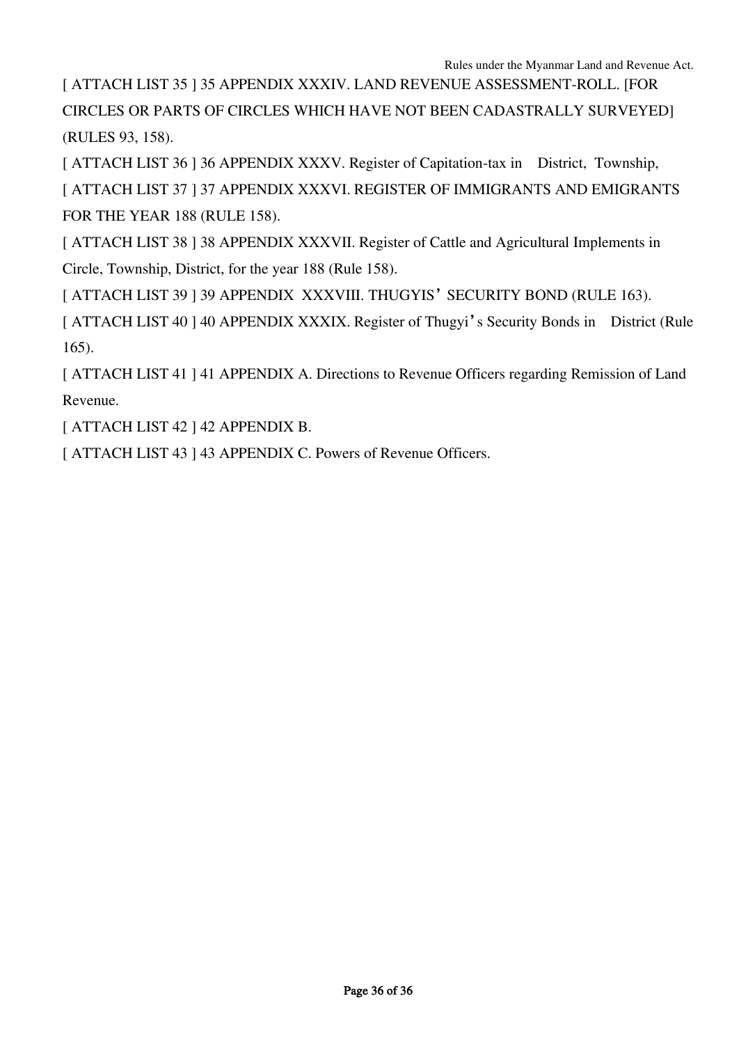[ ATTACH LIST 35 ] 35 APPENDIX XXXIV. LAND REVENUE ASSESSMENT-ROLL. [FOR CIRCLES OR PARTS OF CIRCLES WHICH HAVE NOT BEEN CADASTRALLY SURVEYED] (RULES 93, 158).

[ ATTACH LIST 36 ] 36 APPENDIX XXXV. Register of Capitation-tax in District, Township,

[ ATTACH LIST 37 ] 37 APPENDIX XXXVI. REGISTER OF IMMIGRANTS AND EMIGRANTS FOR THE YEAR 188 (RULE 158).

[ ATTACH LIST 38 ] 38 APPENDIX XXXVII. Register of Cattle and Agricultural Implements in Circle, Township, District, for the year 188 (Rule 158).

[ ATTACH LIST 39 ] 39 APPENDIX XXXVIII. THUGYIS' SECURITY BOND (RULE 163).

[ ATTACH LIST 40 ] 40 APPENDIX XXXIX. Register of Thugyi's Security Bonds in District (Rule 165).

[ ATTACH LIST 41 ] 41 APPENDIX A. Directions to Revenue Officers regarding Remission of Land Revenue.

[ ATTACH LIST 42 ] 42 APPENDIX B.

[ ATTACH LIST 43 ] 43 APPENDIX C. Powers of Revenue Officers.